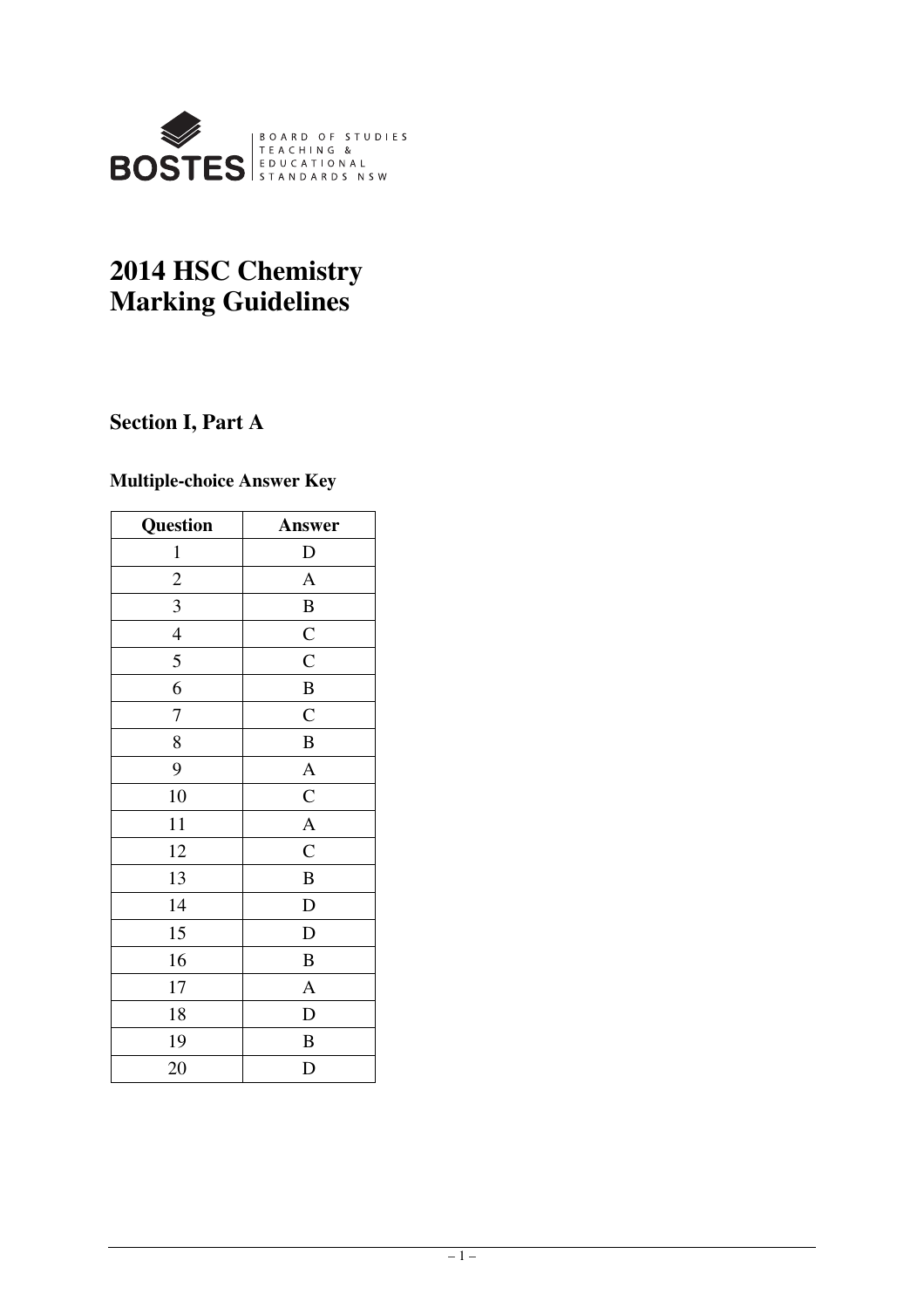BOSTES | BOARD OF STUDIES TEACHING & EDUCATIONAL STANDARDS NSW

# 2014 HSC Chemistry Marking Guidelines

## Section I, Part A

### Multiple-choice Answer Key

| Question | Answer |
| --- | --- |
| 1 | D |
| 2 | A |
| 3 | B |
| 4 | C |
| 5 | C |
| 6 | B |
| 7 | C |
| 8 | B |
| 9 | A |
| 10 | C |
| 11 | A |
| 12 | C |
| 13 | B |
| 14 | D |
| 15 | D |
| 16 | B |
| 17 | A |
| 18 | D |
| 19 | B |
| 20 | D |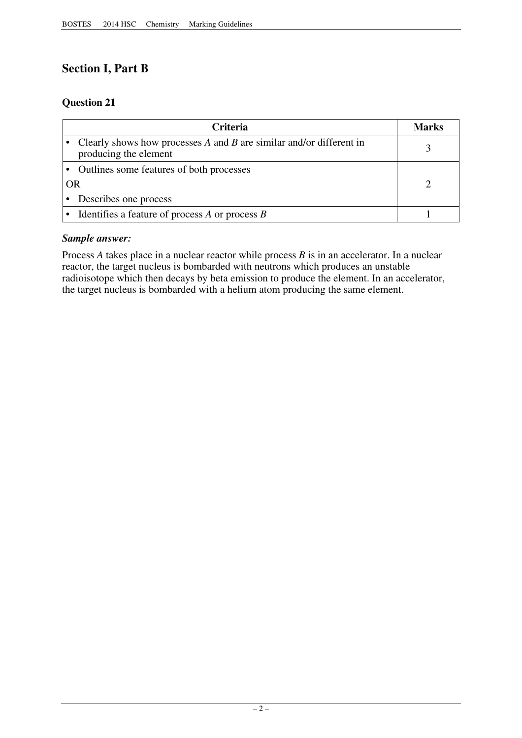## Section I, Part B

### Question 21

| Criteria | Marks |
|---|---|
| • Clearly shows how processes *A* and *B* are similar and/or different in producing the element | 3 |
| • Outlines some features of both processes<br>OR<br>• Describes one process | 2 |
| • Identifies a feature of process *A* or process *B* | 1 |

***Sample answer:***

Process *A* takes place in a nuclear reactor while process *B* is in an accelerator. In a nuclear reactor, the target nucleus is bombarded with neutrons which produces an unstable radioisotope which then decays by beta emission to produce the element. In an accelerator, the target nucleus is bombarded with a helium atom producing the same element.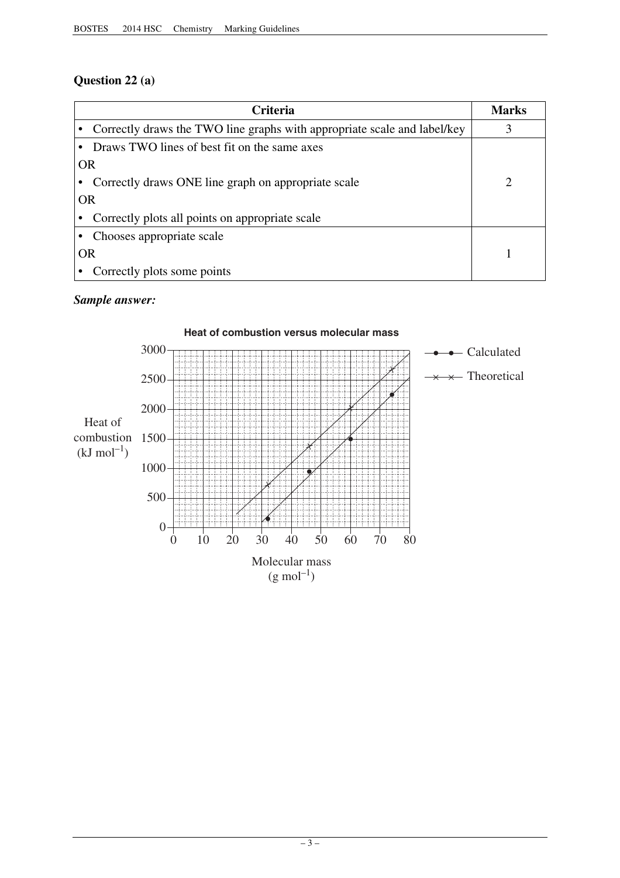## Question 22 (a)

| Criteria | Marks |
|---|---|
| • Correctly draws the TWO line graphs with appropriate scale and label/key | 3 |
| • Draws TWO lines of best fit on the same axes<br>OR<br>• Correctly draws ONE line graph on appropriate scale<br>OR<br>• Correctly plots all points on appropriate scale | 2 |
| • Chooses appropriate scale<br>OR<br>• Correctly plots some points | 1 |

***Sample answer:***

**Heat of combustion versus molecular mass**

Heat of combustion ($kJ\ mol^{-1}$)

Molecular mass ($g\ mol^{-1}$)

—●—●— Calculated

—×—×— Theoretical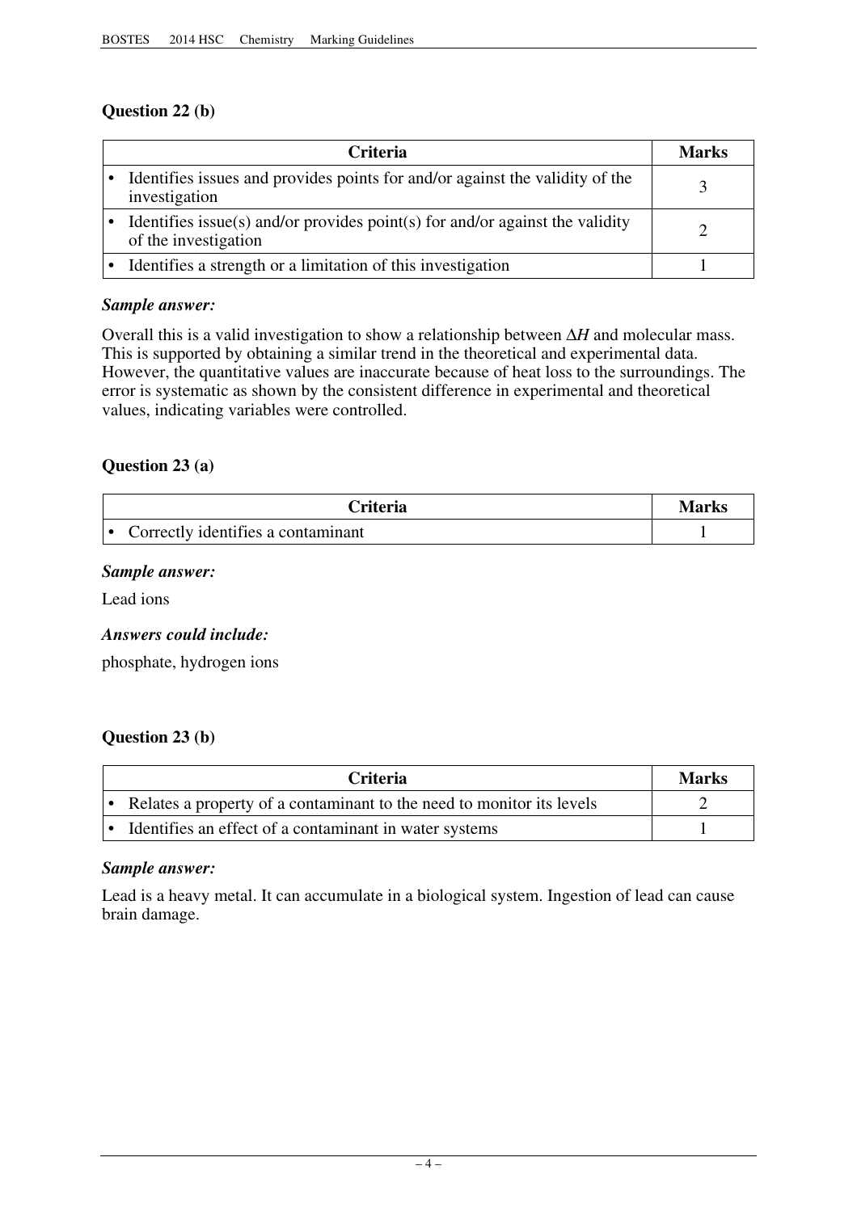### Question 22 (b)

| Criteria | Marks |
|---|---|
| • Identifies issues and provides points for and/or against the validity of the investigation | 3 |
| • Identifies issue(s) and/or provides point(s) for and/or against the validity of the investigation | 2 |
| • Identifies a strength or a limitation of this investigation | 1 |

***Sample answer:***

Overall this is a valid investigation to show a relationship between $\Delta H$ and molecular mass. This is supported by obtaining a similar trend in the theoretical and experimental data. However, the quantitative values are inaccurate because of heat loss to the surroundings. The error is systematic as shown by the consistent difference in experimental and theoretical values, indicating variables were controlled.

### Question 23 (a)

| Criteria | Marks |
|---|---|
| • Correctly identifies a contaminant | 1 |

***Sample answer:***

Lead ions

***Answers could include:***

phosphate, hydrogen ions

### Question 23 (b)

| Criteria | Marks |
|---|---|
| • Relates a property of a contaminant to the need to monitor its levels | 2 |
| • Identifies an effect of a contaminant in water systems | 1 |

***Sample answer:***

Lead is a heavy metal. It can accumulate in a biological system. Ingestion of lead can cause brain damage.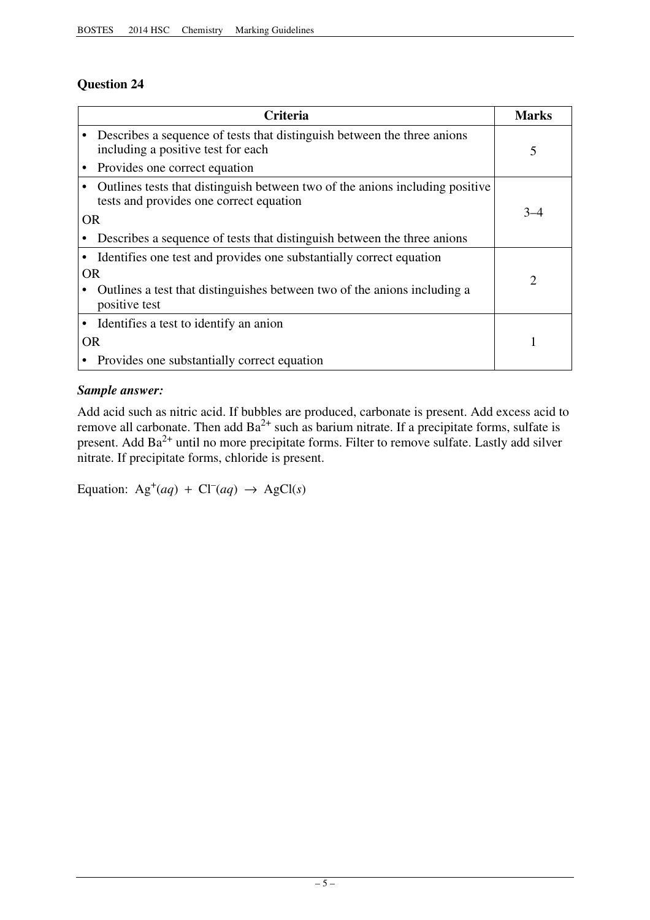## Question 24

| Criteria | Marks |
| --- | --- |
| • Describes a sequence of tests that distinguish between the three anions including a positive test for each<br>• Provides one correct equation | 5 |
| • Outlines tests that distinguish between two of the anions including positive tests and provides one correct equation<br>OR<br>• Describes a sequence of tests that distinguish between the three anions | 3–4 |
| • Identifies one test and provides one substantially correct equation<br>OR<br>• Outlines a test that distinguishes between two of the anions including a positive test | 2 |
| • Identifies a test to identify an anion<br>OR<br>• Provides one substantially correct equation | 1 |

***Sample answer:***

Add acid such as nitric acid. If bubbles are produced, carbonate is present. Add excess acid to remove all carbonate. Then add $Ba^{2+}$ such as barium nitrate. If a precipitate forms, sulfate is present. Add $Ba^{2+}$ until no more precipitate forms. Filter to remove sulfate. Lastly add silver nitrate. If precipitate forms, chloride is present.

Equation: $Ag^{+}(aq) + Cl^{-}(aq) \rightarrow AgCl(s)$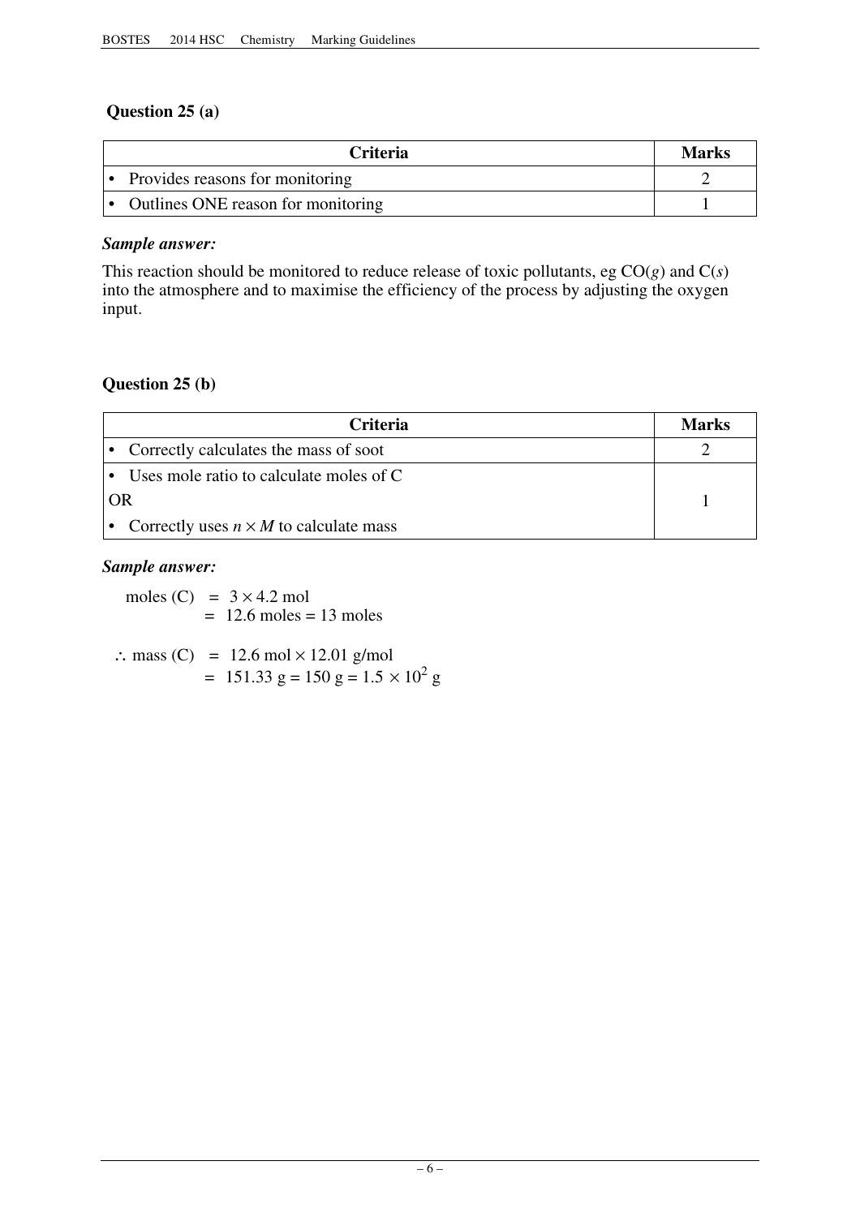### Question 25 (a)

| Criteria | Marks |
|---|---|
| • Provides reasons for monitoring | 2 |
| • Outlines ONE reason for monitoring | 1 |

***Sample answer:***

This reaction should be monitored to reduce release of toxic pollutants, eg $CO(g)$ and $C(s)$ into the atmosphere and to maximise the efficiency of the process by adjusting the oxygen input.

### Question 25 (b)

| Criteria | Marks |
|---|---|
| • Correctly calculates the mass of soot | 2 |
| • Uses mole ratio to calculate moles of C<br>OR<br>• Correctly uses $n \times M$ to calculate mass | 1 |

***Sample answer:***

$$
\begin{aligned}
\text{moles (C)} &= 3 \times 4.2 \text{ mol} \\
&= 12.6 \text{ moles} = 13 \text{ moles}
\end{aligned}
$$

$$
\begin{aligned}
\therefore \text{ mass (C)} &= 12.6 \text{ mol} \times 12.01 \text{ g/mol} \\
&= 151.33 \text{ g} = 150 \text{ g} = 1.5 \times 10^2 \text{ g}
\end{aligned}
$$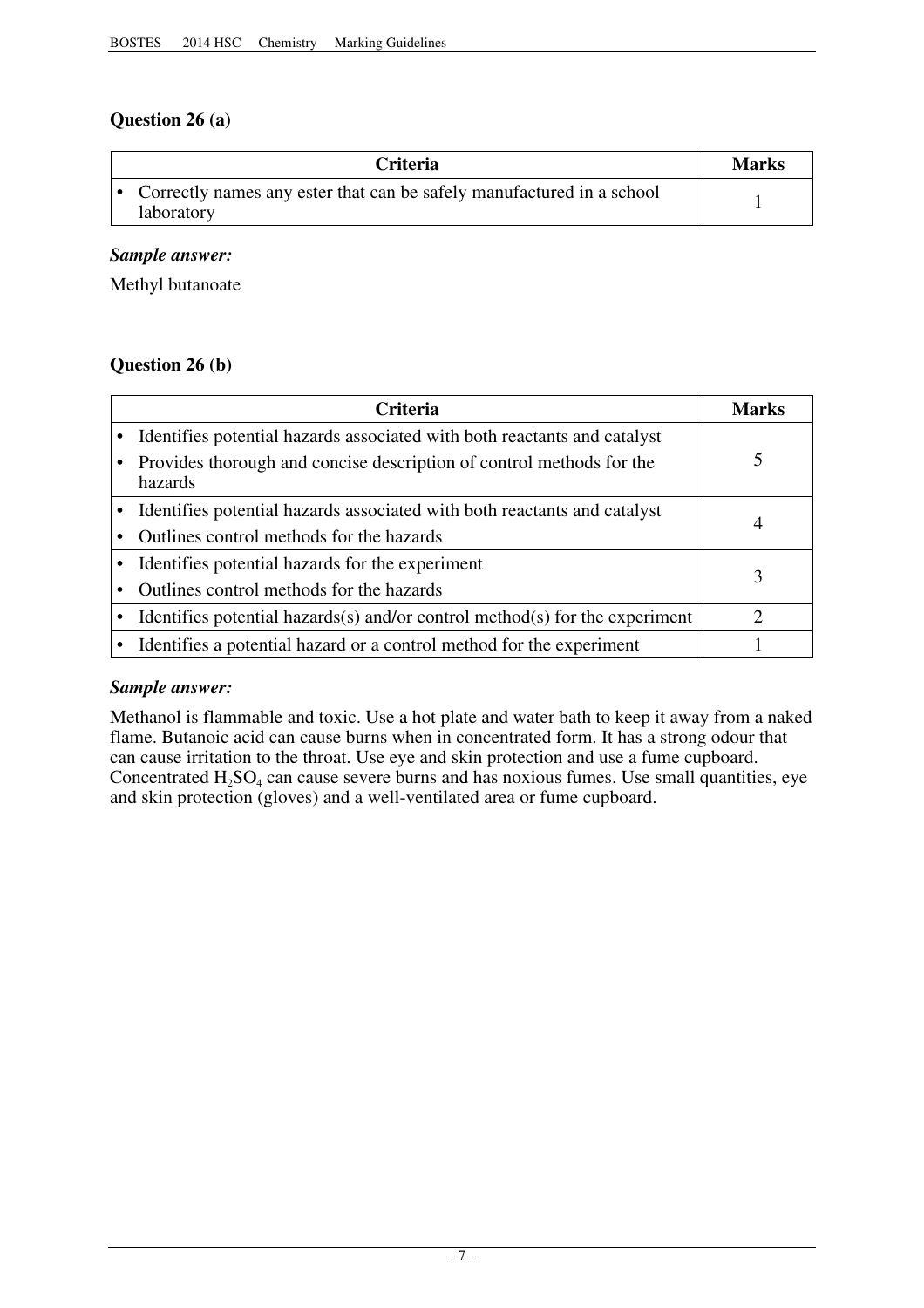### Question 26 (a)

| Criteria | Marks |
|---|---|
| • Correctly names any ester that can be safely manufactured in a school laboratory | 1 |

***Sample answer:***

Methyl butanoate

### Question 26 (b)

| Criteria | Marks |
|---|---|
| • Identifies potential hazards associated with both reactants and catalyst<br>• Provides thorough and concise description of control methods for the hazards | 5 |
| • Identifies potential hazards associated with both reactants and catalyst<br>• Outlines control methods for the hazards | 4 |
| • Identifies potential hazards for the experiment<br>• Outlines control methods for the hazards | 3 |
| • Identifies potential hazards(s) and/or control method(s) for the experiment | 2 |
| • Identifies a potential hazard or a control method for the experiment | 1 |

***Sample answer:***

Methanol is flammable and toxic. Use a hot plate and water bath to keep it away from a naked flame. Butanoic acid can cause burns when in concentrated form. It has a strong odour that can cause irritation to the throat. Use eye and skin protection and use a fume cupboard. Concentrated $H_2SO_4$ can cause severe burns and has noxious fumes. Use small quantities, eye and skin protection (gloves) and a well-ventilated area or fume cupboard.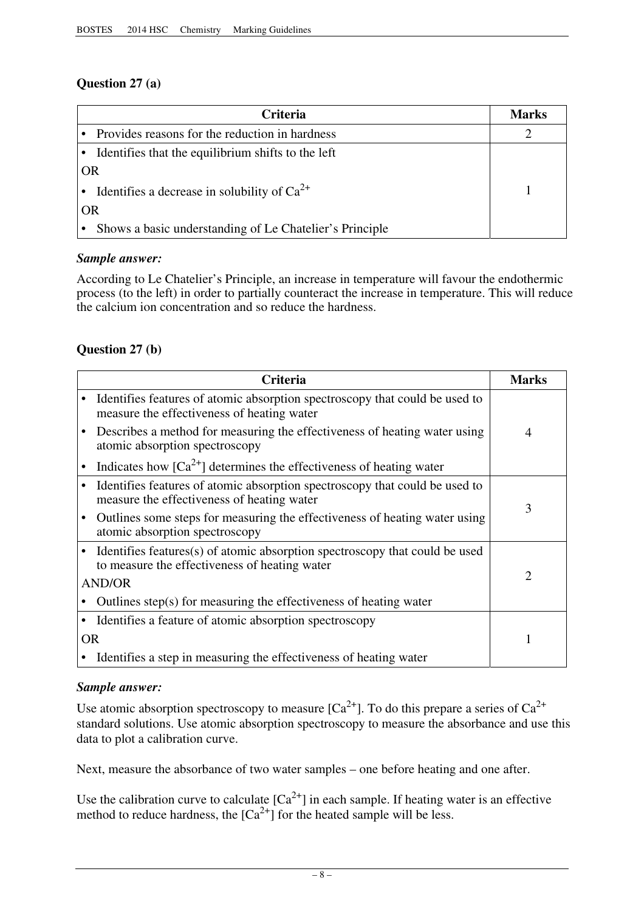### Question 27 (a)

| Criteria | Marks |
|---|---|
| • Provides reasons for the reduction in hardness | 2 |
| • Identifies that the equilibrium shifts to the left<br>OR<br>• Identifies a decrease in solubility of $Ca^{2+}$<br>OR<br>• Shows a basic understanding of Le Chatelier's Principle | 1 |

***Sample answer:***

According to Le Chatelier's Principle, an increase in temperature will favour the endothermic process (to the left) in order to partially counteract the increase in temperature. This will reduce the calcium ion concentration and so reduce the hardness.

### Question 27 (b)

| Criteria | Marks |
|---|---|
| • Identifies features of atomic absorption spectroscopy that could be used to measure the effectiveness of heating water<br>• Describes a method for measuring the effectiveness of heating water using atomic absorption spectroscopy<br>• Indicates how $[Ca^{2+}]$ determines the effectiveness of heating water | 4 |
| • Identifies features of atomic absorption spectroscopy that could be used to measure the effectiveness of heating water<br>• Outlines some steps for measuring the effectiveness of heating water using atomic absorption spectroscopy | 3 |
| • Identifies features(s) of atomic absorption spectroscopy that could be used to measure the effectiveness of heating water<br>AND/OR<br>• Outlines step(s) for measuring the effectiveness of heating water | 2 |
| • Identifies a feature of atomic absorption spectroscopy<br>OR<br>• Identifies a step in measuring the effectiveness of heating water | 1 |

***Sample answer:***

Use atomic absorption spectroscopy to measure $[Ca^{2+}]$. To do this prepare a series of $Ca^{2+}$ standard solutions. Use atomic absorption spectroscopy to measure the absorbance and use this data to plot a calibration curve.

Next, measure the absorbance of two water samples – one before heating and one after.

Use the calibration curve to calculate $[Ca^{2+}]$ in each sample. If heating water is an effective method to reduce hardness, the $[Ca^{2+}]$ for the heated sample will be less.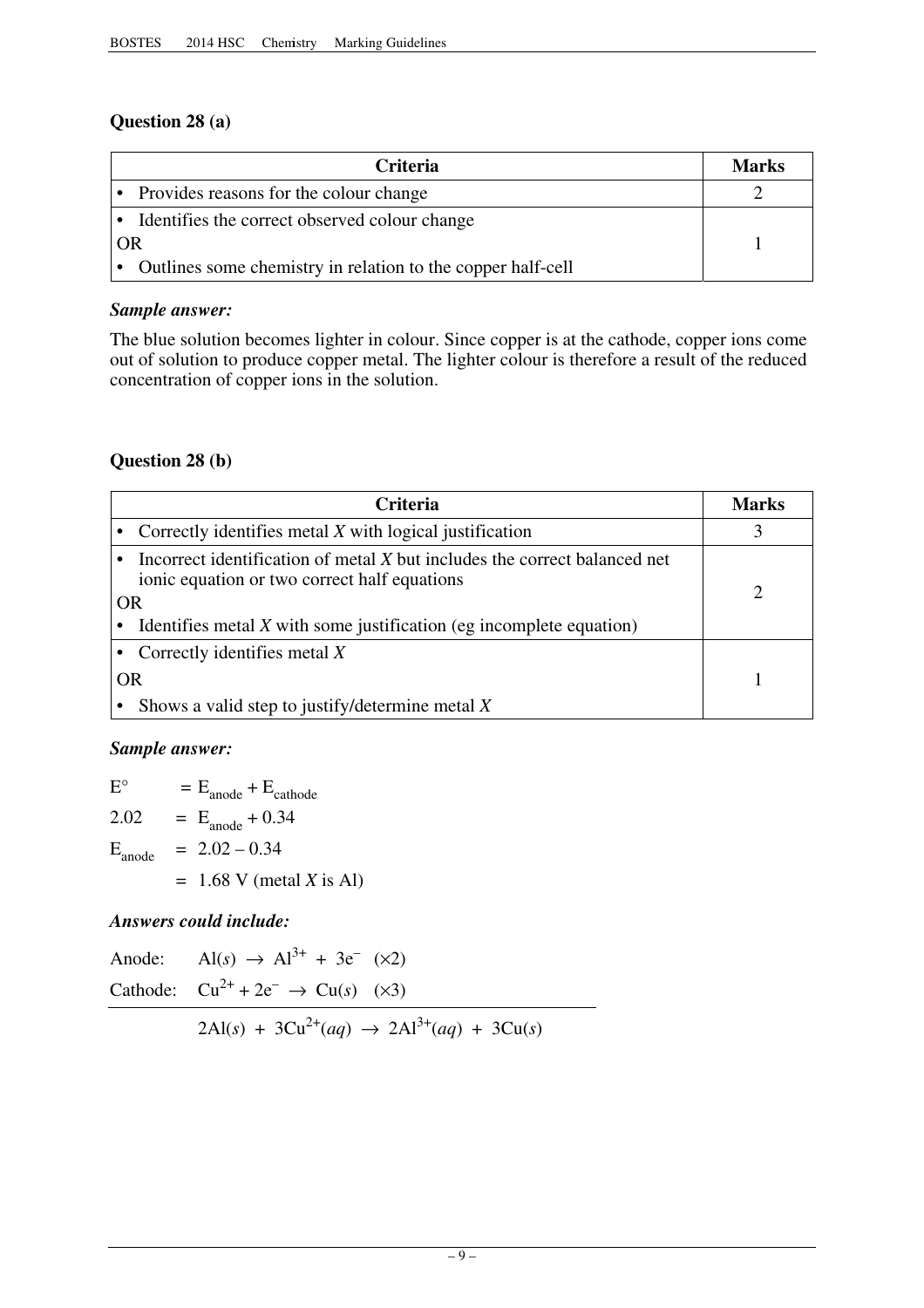## Question 28 (a)

| Criteria | Marks |
|---|---|
| • Provides reasons for the colour change | 2 |
| • Identifies the correct observed colour change<br>OR<br>• Outlines some chemistry in relation to the copper half-cell | 1 |

***Sample answer:***

The blue solution becomes lighter in colour. Since copper is at the cathode, copper ions come out of solution to produce copper metal. The lighter colour is therefore a result of the reduced concentration of copper ions in the solution.

## Question 28 (b)

| Criteria | Marks |
|---|---|
| • Correctly identifies metal *X* with logical justification | 3 |
| • Incorrect identification of metal *X* but includes the correct balanced net ionic equation or two correct half equations<br>OR<br>• Identifies metal *X* with some justification (eg incomplete equation) | 2 |
| • Correctly identifies metal *X*<br>OR<br>• Shows a valid step to justify/determine metal *X* | 1 |

***Sample answer:***

$$
\begin{aligned}
E^\circ &= E_{anode} + E_{cathode} \\
2.02 &= E_{anode} + 0.34 \\
E_{anode} &= 2.02 - 0.34 \\
&= 1.68 \text{ V (metal } X \text{ is Al)}
\end{aligned}
$$

***Answers could include:***

Anode: $Al(s) \rightarrow Al^{3+} + 3e^- \quad (\times 2)$

Cathode: $Cu^{2+} + 2e^- \rightarrow Cu(s) \quad (\times 3)$

$$2Al(s) + 3Cu^{2+}(aq) \rightarrow 2Al^{3+}(aq) + 3Cu(s)$$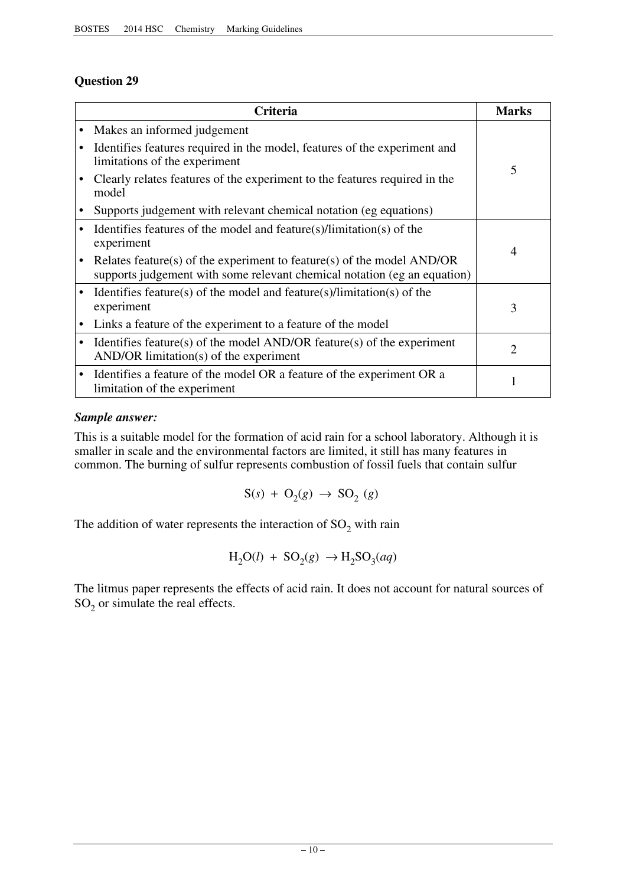## Question 29

| Criteria | Marks |
|---|---|
| • Makes an informed judgement<br>• Identifies features required in the model, features of the experiment and limitations of the experiment<br>• Clearly relates features of the experiment to the features required in the model<br>• Supports judgement with relevant chemical notation (eg equations) | 5 |
| • Identifies features of the model and feature(s)/limitation(s) of the experiment<br>• Relates feature(s) of the experiment to feature(s) of the model AND/OR supports judgement with some relevant chemical notation (eg an equation) | 4 |
| • Identifies feature(s) of the model and feature(s)/limitation(s) of the experiment<br>• Links a feature of the experiment to a feature of the model | 3 |
| • Identifies feature(s) of the model AND/OR feature(s) of the experiment AND/OR limitation(s) of the experiment | 2 |
| • Identifies a feature of the model OR a feature of the experiment OR a limitation of the experiment | 1 |

***Sample answer:***

This is a suitable model for the formation of acid rain for a school laboratory. Although it is smaller in scale and the environmental factors are limited, it still has many features in common. The burning of sulfur represents combustion of fossil fuels that contain sulfur

$$S(s) + O_2(g) \rightarrow SO_2\ (g)$$

The addition of water represents the interaction of $SO_2$ with rain

$$H_2O(l) + SO_2(g) \rightarrow H_2SO_3(aq)$$

The litmus paper represents the effects of acid rain. It does not account for natural sources of $SO_2$ or simulate the real effects.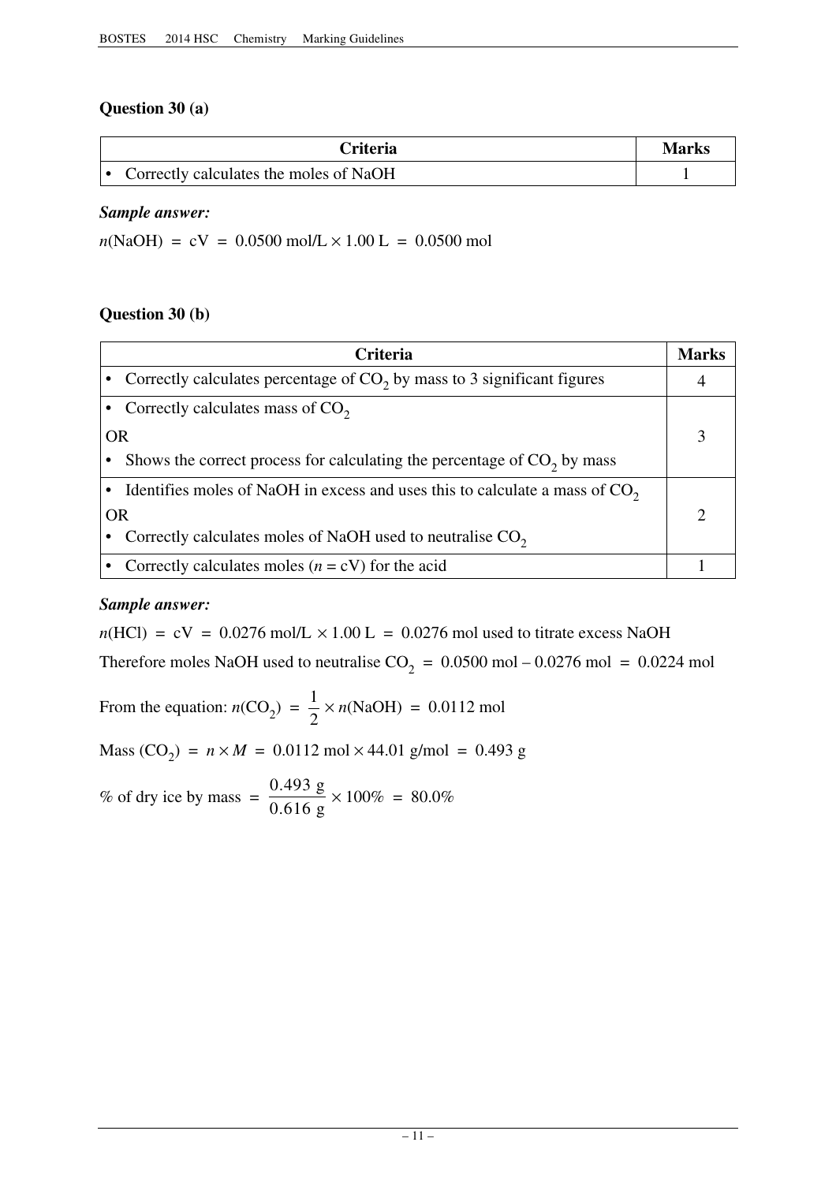## Question 30 (a)

| Criteria | Marks |
|---|---|
| • Correctly calculates the moles of NaOH | 1 |

***Sample answer:***

$n(\text{NaOH}) = cV = 0.0500 \text{ mol/L} \times 1.00 \text{ L} = 0.0500 \text{ mol}$

## Question 30 (b)

| Criteria | Marks |
|---|---|
| • Correctly calculates percentage of $CO_2$ by mass to 3 significant figures | 4 |
| • Correctly calculates mass of $CO_2$ <br> OR <br> • Shows the correct process for calculating the percentage of $CO_2$ by mass | 3 |
| • Identifies moles of NaOH in excess and uses this to calculate a mass of $CO_2$ <br> OR <br> • Correctly calculates moles of NaOH used to neutralise $CO_2$ | 2 |
| • Correctly calculates moles ($n = cV$) for the acid | 1 |

***Sample answer:***

$n(\text{HCl}) = cV = 0.0276 \text{ mol/L} \times 1.00 \text{ L} = 0.0276 \text{ mol}$ used to titrate excess NaOH

Therefore moles NaOH used to neutralise $CO_2 = 0.0500 \text{ mol} - 0.0276 \text{ mol} = 0.0224 \text{ mol}$

From the equation: $n(CO_2) = \frac{1}{2} \times n(\text{NaOH}) = 0.0112 \text{ mol}$

Mass $(CO_2) = n \times M = 0.0112 \text{ mol} \times 44.01 \text{ g/mol} = 0.493 \text{ g}$

$\%$ of dry ice by mass $= \frac{0.493 \text{ g}}{0.616 \text{ g}} \times 100\% = 80.0\%$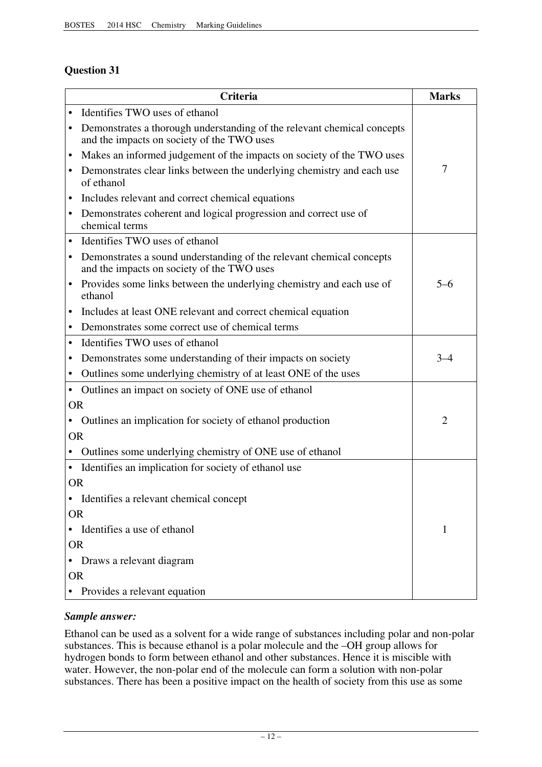## Question 31

| Criteria | Marks |
|---|---|
| • Identifies TWO uses of ethanol<br>• Demonstrates a thorough understanding of the relevant chemical concepts and the impacts on society of the TWO uses<br>• Makes an informed judgement of the impacts on society of the TWO uses<br>• Demonstrates clear links between the underlying chemistry and each use of ethanol<br>• Includes relevant and correct chemical equations<br>• Demonstrates coherent and logical progression and correct use of chemical terms | 7 |
| • Identifies TWO uses of ethanol<br>• Demonstrates a sound understanding of the relevant chemical concepts and the impacts on society of the TWO uses<br>• Provides some links between the underlying chemistry and each use of ethanol<br>• Includes at least ONE relevant and correct chemical equation<br>• Demonstrates some correct use of chemical terms | 5–6 |
| • Identifies TWO uses of ethanol<br>• Demonstrates some understanding of their impacts on society<br>• Outlines some underlying chemistry of at least ONE of the uses | 3–4 |
| • Outlines an impact on society of ONE use of ethanol<br>OR<br>• Outlines an implication for society of ethanol production<br>OR<br>• Outlines some underlying chemistry of ONE use of ethanol | 2 |
| • Identifies an implication for society of ethanol use<br>OR<br>• Identifies a relevant chemical concept<br>OR<br>• Identifies a use of ethanol<br>OR<br>• Draws a relevant diagram<br>OR<br>• Provides a relevant equation | 1 |

***Sample answer:***

Ethanol can be used as a solvent for a wide range of substances including polar and non-polar substances. This is because ethanol is a polar molecule and the –OH group allows for hydrogen bonds to form between ethanol and other substances. Hence it is miscible with water. However, the non-polar end of the molecule can form a solution with non-polar substances. There has been a positive impact on the health of society from this use as some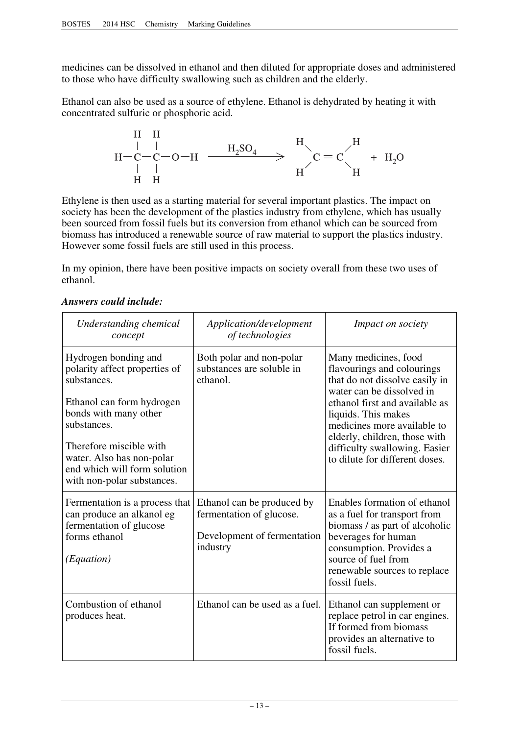medicines can be dissolved in ethanol and then diluted for appropriate doses and administered to those who have difficulty swallowing such as children and the elderly.

Ethanol can also be used as a source of ethylene. Ethanol is dehydrated by heating it with concentrated sulfuric or phosphoric acid.

$$CH_3CH_2OH \xrightarrow{H_2SO_4} CH_2=CH_2 + H_2O$$

Ethylene is then used as a starting material for several important plastics. The impact on society has been the development of the plastics industry from ethylene, which has usually been sourced from fossil fuels but its conversion from ethanol which can be sourced from biomass has introduced a renewable source of raw material to support the plastics industry. However some fossil fuels are still used in this process.

In my opinion, there have been positive impacts on society overall from these two uses of ethanol.

***Answers could include:***

| *Understanding chemical concept* | *Application/development of technologies* | *Impact on society* |
|---|---|---|
| Hydrogen bonding and polarity affect properties of substances.<br><br>Ethanol can form hydrogen bonds with many other substances.<br><br>Therefore miscible with water. Also has non-polar end which will form solution with non-polar substances. | Both polar and non-polar substances are soluble in ethanol. | Many medicines, food flavourings and colourings that do not dissolve easily in water can be dissolved in ethanol first and available as liquids. This makes medicines more available to elderly, children, those with difficulty swallowing. Easier to dilute for different doses. |
| Fermentation is a process that can produce an alkanol eg fermentation of glucose forms ethanol<br><br>*(Equation)* | Ethanol can be produced by fermentation of glucose.<br><br>Development of fermentation industry | Enables formation of ethanol as a fuel for transport from biomass / as part of alcoholic beverages for human consumption. Provides a source of fuel from renewable sources to replace fossil fuels. |
| Combustion of ethanol produces heat. | Ethanol can be used as a fuel. | Ethanol can supplement or replace petrol in car engines. If formed from biomass provides an alternative to fossil fuels. |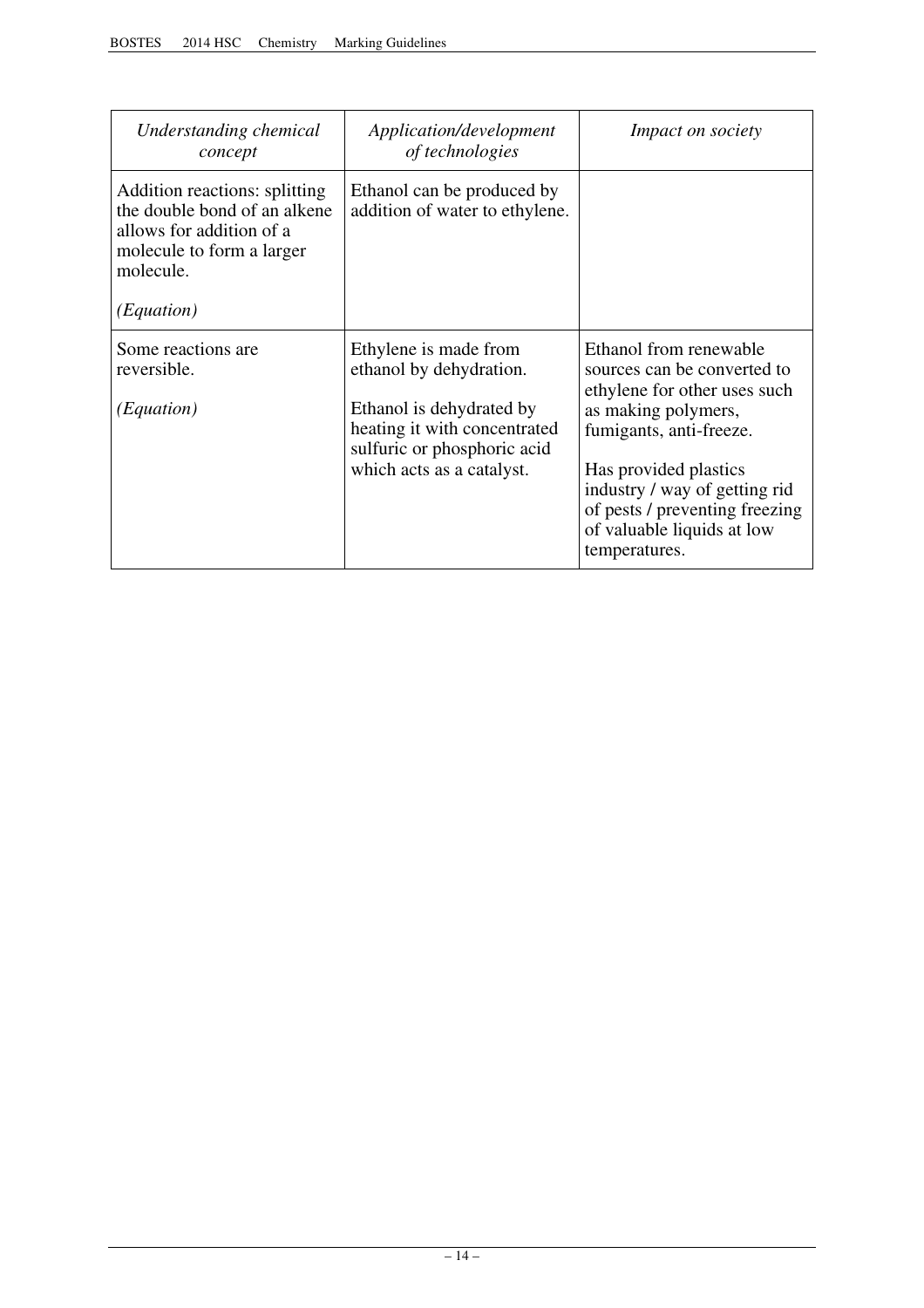| *Understanding chemical concept* | *Application/development of technologies* | *Impact on society* |
|---|---|---|
| Addition reactions: splitting the double bond of an alkene allows for addition of a molecule to form a larger molecule.<br><br>*(Equation)* | Ethanol can be produced by addition of water to ethylene. | |
| Some reactions are reversible.<br><br>*(Equation)* | Ethylene is made from ethanol by dehydration.<br><br>Ethanol is dehydrated by heating it with concentrated sulfuric or phosphoric acid which acts as a catalyst. | Ethanol from renewable sources can be converted to ethylene for other uses such as making polymers, fumigants, anti-freeze.<br><br>Has provided plastics industry / way of getting rid of pests / preventing freezing of valuable liquids at low temperatures. |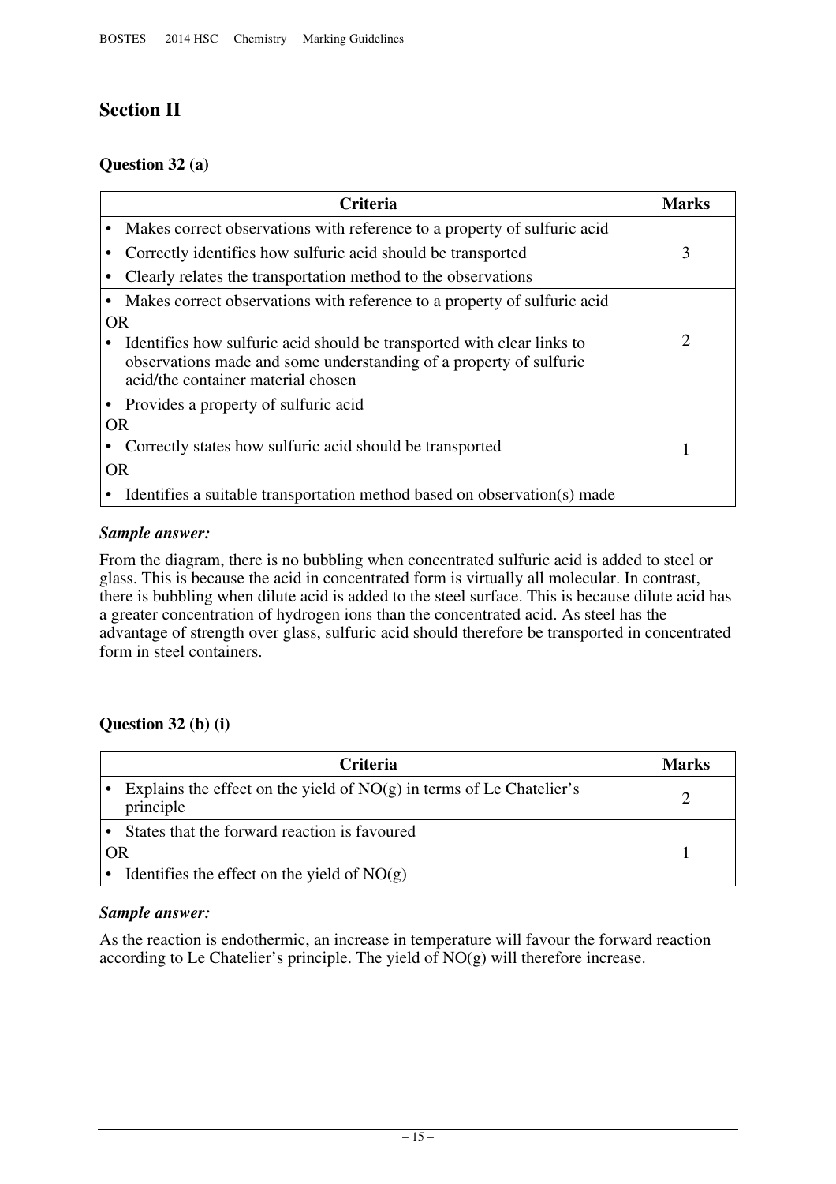## Section II

### Question 32 (a)

| Criteria | Marks |
|---|---|
| • Makes correct observations with reference to a property of sulfuric acid<br>• Correctly identifies how sulfuric acid should be transported<br>• Clearly relates the transportation method to the observations | 3 |
| • Makes correct observations with reference to a property of sulfuric acid<br>OR<br>• Identifies how sulfuric acid should be transported with clear links to observations made and some understanding of a property of sulfuric acid/the container material chosen | 2 |
| • Provides a property of sulfuric acid<br>OR<br>• Correctly states how sulfuric acid should be transported<br>OR<br>• Identifies a suitable transportation method based on observation(s) made | 1 |

***Sample answer:***

From the diagram, there is no bubbling when concentrated sulfuric acid is added to steel or glass. This is because the acid in concentrated form is virtually all molecular. In contrast, there is bubbling when dilute acid is added to the steel surface. This is because dilute acid has a greater concentration of hydrogen ions than the concentrated acid. As steel has the advantage of strength over glass, sulfuric acid should therefore be transported in concentrated form in steel containers.

### Question 32 (b) (i)

| Criteria | Marks |
|---|---|
| • Explains the effect on the yield of NO(g) in terms of Le Chatelier's principle | 2 |
| • States that the forward reaction is favoured<br>OR<br>• Identifies the effect on the yield of NO(g) | 1 |

***Sample answer:***

As the reaction is endothermic, an increase in temperature will favour the forward reaction according to Le Chatelier's principle. The yield of NO(g) will therefore increase.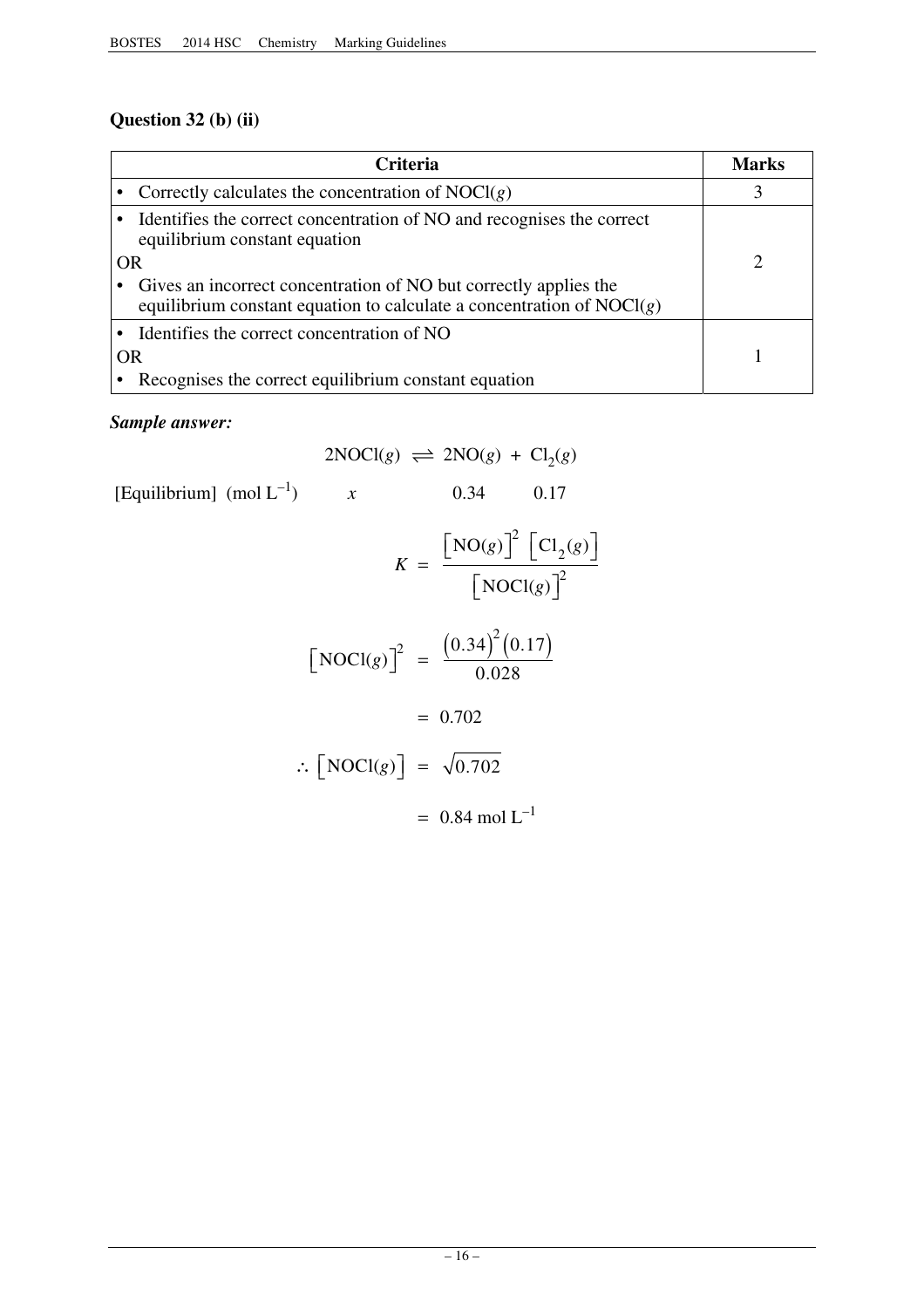## Question 32 (b) (ii)

| Criteria | Marks |
|---|---|
| • Correctly calculates the concentration of $NOCl(g)$ | 3 |
| • Identifies the correct concentration of NO and recognises the correct equilibrium constant equation<br>OR<br>• Gives an incorrect concentration of NO but correctly applies the equilibrium constant equation to calculate a concentration of $NOCl(g)$ | 2 |
| • Identifies the correct concentration of NO<br>OR<br>• Recognises the correct equilibrium constant equation | 1 |

***Sample answer:***

$$2NOCl(g) \rightleftharpoons 2NO(g) + Cl_2(g)$$

[Equilibrium] (mol $L^{-1}$) $\quad x \quad 0.34 \quad 0.17$

$$K = \frac{[NO(g)]^2\,[Cl_2(g)]}{[NOCl(g)]^2}$$

$$[NOCl(g)]^2 = \frac{(0.34)^2(0.17)}{0.028}$$

$$= 0.702$$

$$\therefore [NOCl(g)] = \sqrt{0.702}$$

$$= 0.84 \text{ mol L}^{-1}$$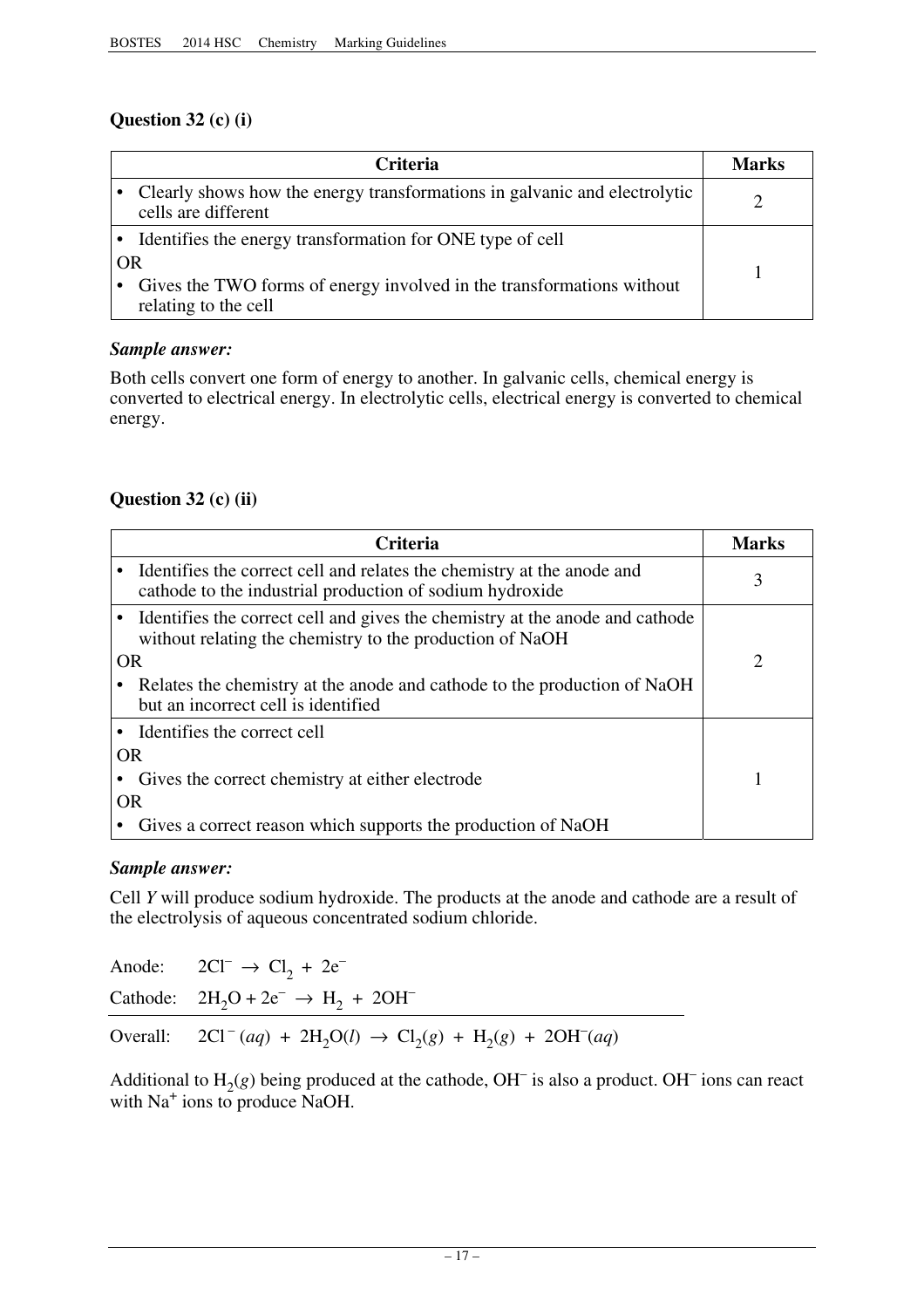## Question 32 (c) (i)

| Criteria | Marks |
|---|---|
| • Clearly shows how the energy transformations in galvanic and electrolytic cells are different | 2 |
| • Identifies the energy transformation for ONE type of cell<br>OR<br>• Gives the TWO forms of energy involved in the transformations without relating to the cell | 1 |

***Sample answer:***

Both cells convert one form of energy to another. In galvanic cells, chemical energy is converted to electrical energy. In electrolytic cells, electrical energy is converted to chemical energy.

## Question 32 (c) (ii)

| Criteria | Marks |
|---|---|
| • Identifies the correct cell and relates the chemistry at the anode and cathode to the industrial production of sodium hydroxide | 3 |
| • Identifies the correct cell and gives the chemistry at the anode and cathode without relating the chemistry to the production of NaOH<br>OR<br>• Relates the chemistry at the anode and cathode to the production of NaOH but an incorrect cell is identified | 2 |
| • Identifies the correct cell<br>OR<br>• Gives the correct chemistry at either electrode<br>OR<br>• Gives a correct reason which supports the production of NaOH | 1 |

***Sample answer:***

Cell *Y* will produce sodium hydroxide. The products at the anode and cathode are a result of the electrolysis of aqueous concentrated sodium chloride.

Anode: $2Cl^- \rightarrow Cl_2 + 2e^-$

Cathode: $2H_2O + 2e^- \rightarrow H_2 + 2OH^-$

Overall: $2Cl^-(aq) + 2H_2O(l) \rightarrow Cl_2(g) + H_2(g) + 2OH^-(aq)$

Additional to $H_2(g)$ being produced at the cathode, $OH^-$ is also a product. $OH^-$ ions can react with $Na^+$ ions to produce NaOH.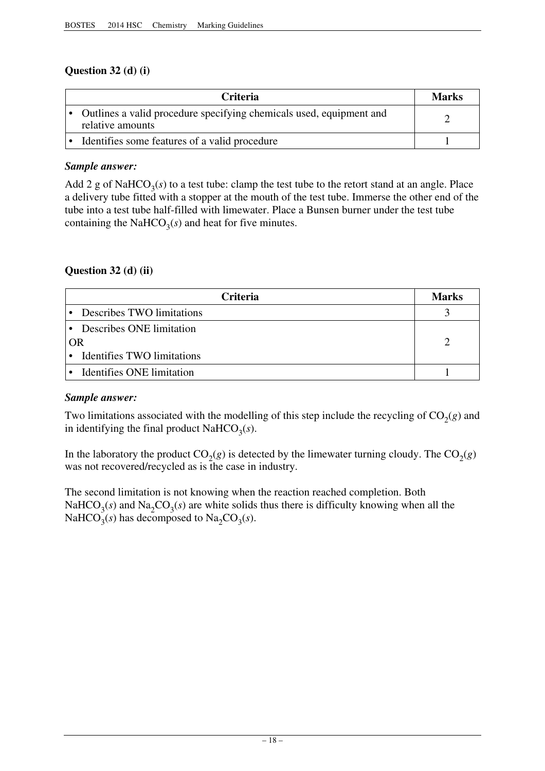### Question 32 (d) (i)

| Criteria | Marks |
|---|---|
| • Outlines a valid procedure specifying chemicals used, equipment and relative amounts | 2 |
| • Identifies some features of a valid procedure | 1 |

***Sample answer:***

Add 2 g of $NaHCO_3(s)$ to a test tube: clamp the test tube to the retort stand at an angle. Place a delivery tube fitted with a stopper at the mouth of the test tube. Immerse the other end of the tube into a test tube half-filled with limewater. Place a Bunsen burner under the test tube containing the $NaHCO_3(s)$ and heat for five minutes.

### Question 32 (d) (ii)

| Criteria | Marks |
|---|---|
| • Describes TWO limitations | 3 |
| • Describes ONE limitation<br>OR<br>• Identifies TWO limitations | 2 |
| • Identifies ONE limitation | 1 |

***Sample answer:***

Two limitations associated with the modelling of this step include the recycling of $CO_2(g)$ and in identifying the final product $NaHCO_3(s)$.

In the laboratory the product $CO_2(g)$ is detected by the limewater turning cloudy. The $CO_2(g)$ was not recovered/recycled as is the case in industry.

The second limitation is not knowing when the reaction reached completion. Both $NaHCO_3(s)$ and $Na_2CO_3(s)$ are white solids thus there is difficulty knowing when all the $NaHCO_3(s)$ has decomposed to $Na_2CO_3(s)$.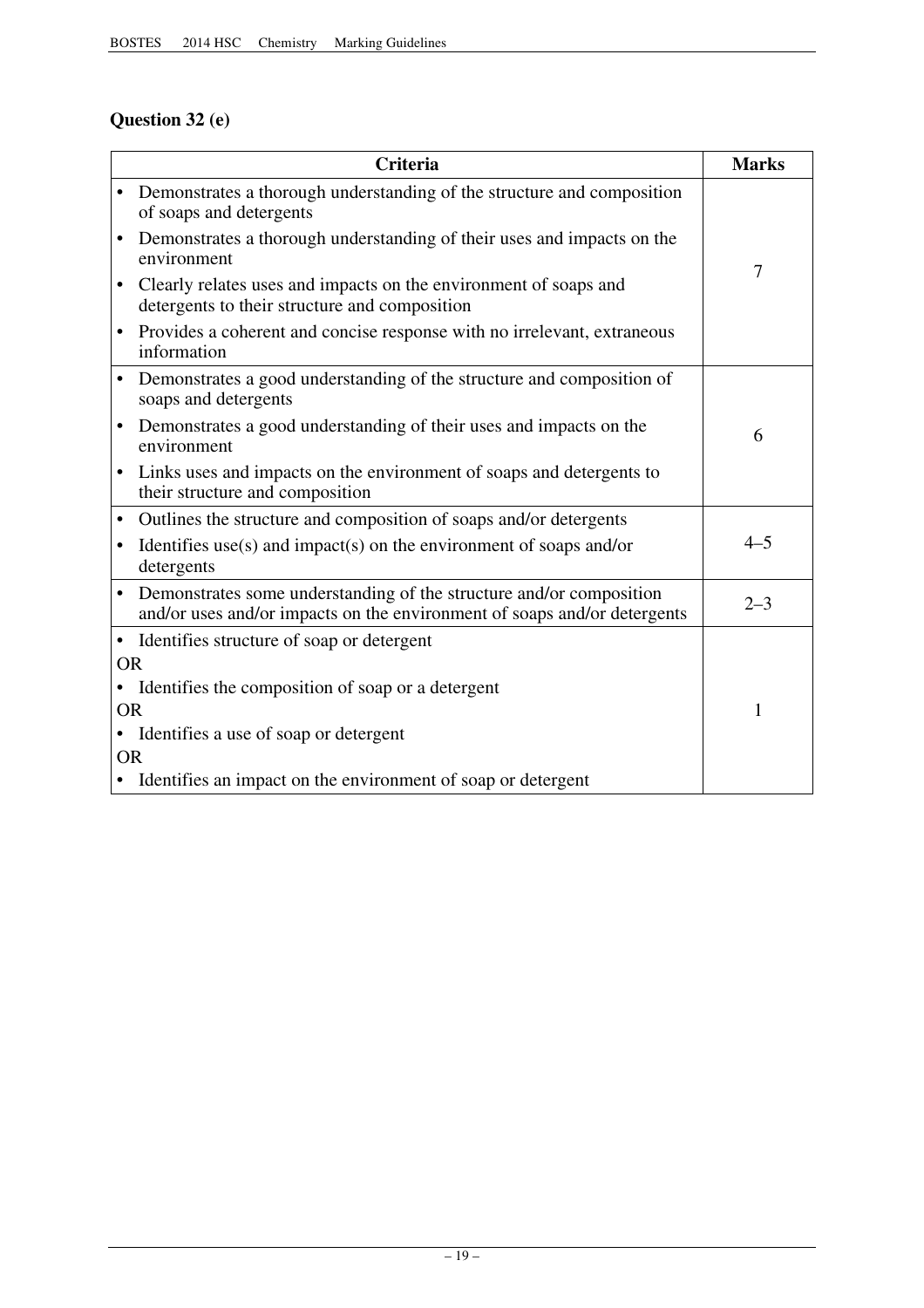### Question 32 (e)

| Criteria | Marks |
|---|---|
| • Demonstrates a thorough understanding of the structure and composition of soaps and detergents<br>• Demonstrates a thorough understanding of their uses and impacts on the environment<br>• Clearly relates uses and impacts on the environment of soaps and detergents to their structure and composition<br>• Provides a coherent and concise response with no irrelevant, extraneous information | 7 |
| • Demonstrates a good understanding of the structure and composition of soaps and detergents<br>• Demonstrates a good understanding of their uses and impacts on the environment<br>• Links uses and impacts on the environment of soaps and detergents to their structure and composition | 6 |
| • Outlines the structure and composition of soaps and/or detergents<br>• Identifies use(s) and impact(s) on the environment of soaps and/or detergents | 4–5 |
| • Demonstrates some understanding of the structure and/or composition and/or uses and/or impacts on the environment of soaps and/or detergents | 2–3 |
| • Identifies structure of soap or detergent<br>OR<br>• Identifies the composition of soap or a detergent<br>OR<br>• Identifies a use of soap or detergent<br>OR<br>• Identifies an impact on the environment of soap or detergent | 1 |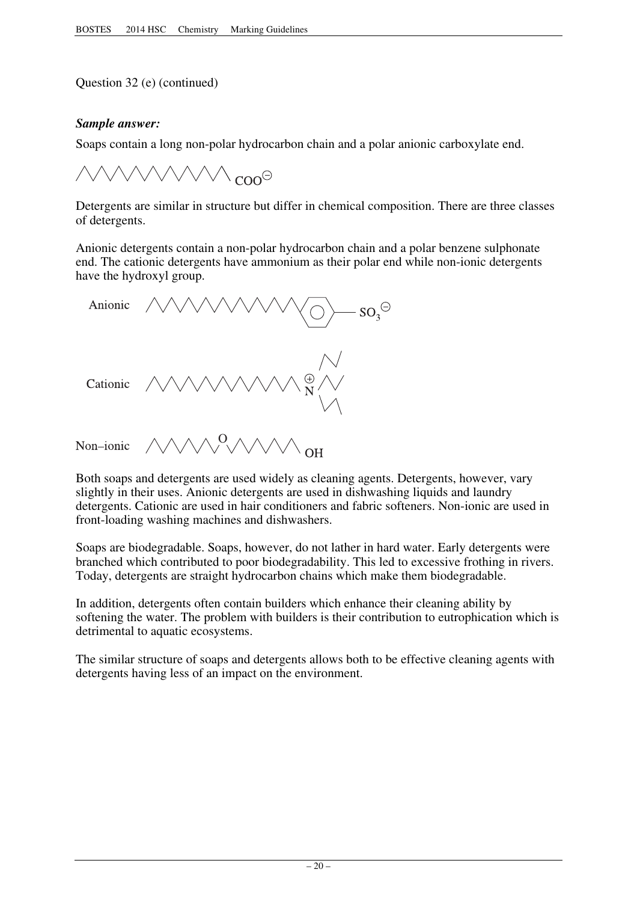Question 32 (e) (continued)

***Sample answer:***

Soaps contain a long non-polar hydrocarbon chain and a polar anionic carboxylate end.

$COO^{\ominus}$

Detergents are similar in structure but differ in chemical composition. There are three classes of detergents.

Anionic detergents contain a non-polar hydrocarbon chain and a polar benzene sulphonate end. The cationic detergents have ammonium as their polar end while non-ionic detergents have the hydroxyl group.

Anionic $SO_3^{\ominus}$

Cationic $\overset{\oplus}{N}$

Non–ionic O OH

Both soaps and detergents are used widely as cleaning agents. Detergents, however, vary slightly in their uses. Anionic detergents are used in dishwashing liquids and laundry detergents. Cationic are used in hair conditioners and fabric softeners. Non-ionic are used in front-loading washing machines and dishwashers.

Soaps are biodegradable. Soaps, however, do not lather in hard water. Early detergents were branched which contributed to poor biodegradability. This led to excessive frothing in rivers. Today, detergents are straight hydrocarbon chains which make them biodegradable.

In addition, detergents often contain builders which enhance their cleaning ability by softening the water. The problem with builders is their contribution to eutrophication which is detrimental to aquatic ecosystems.

The similar structure of soaps and detergents allows both to be effective cleaning agents with detergents having less of an impact on the environment.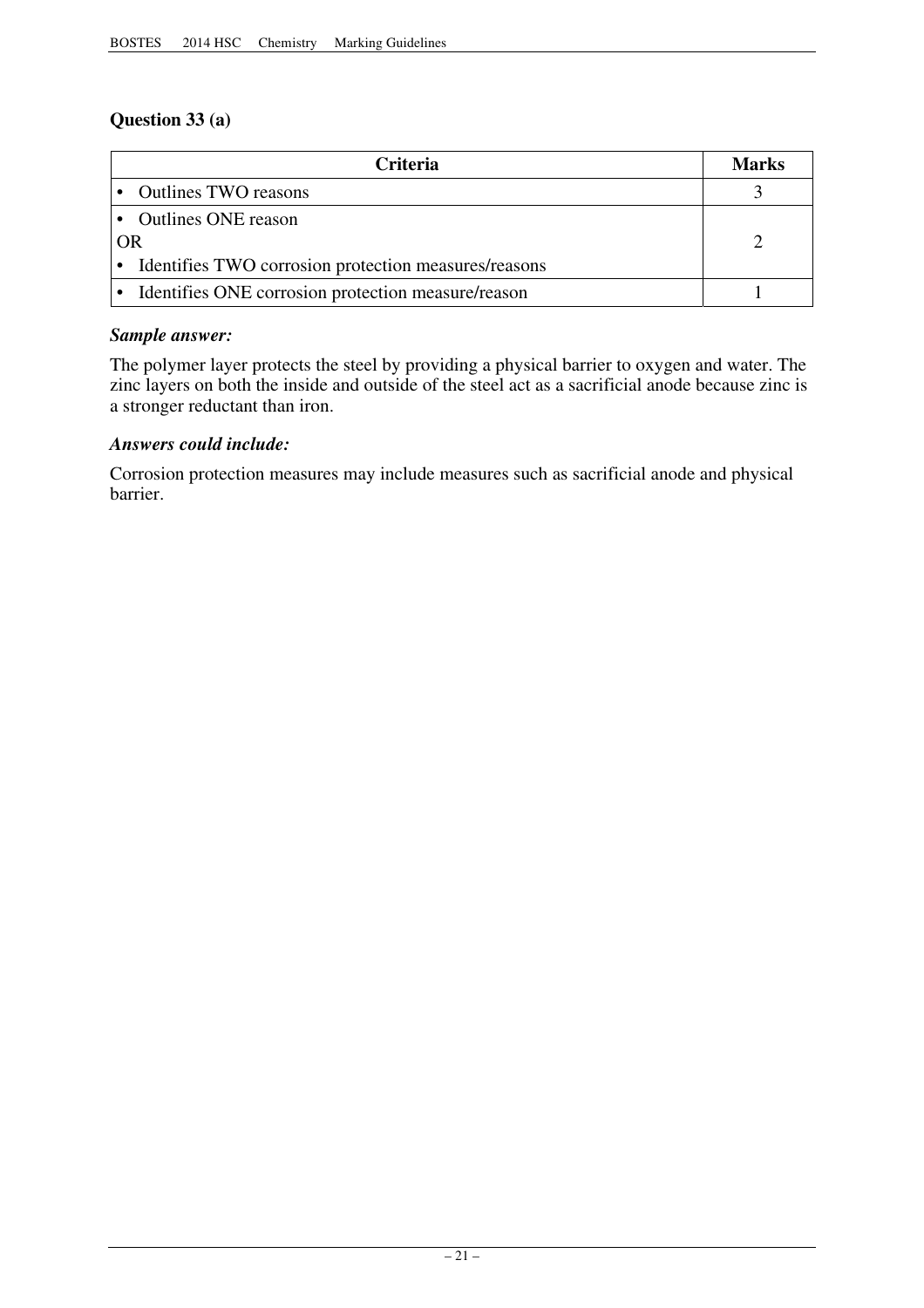### Question 33 (a)

| Criteria | Marks |
| --- | --- |
| • Outlines TWO reasons | 3 |
| • Outlines ONE reason<br>OR<br>• Identifies TWO corrosion protection measures/reasons | 2 |
| • Identifies ONE corrosion protection measure/reason | 1 |

***Sample answer:***

The polymer layer protects the steel by providing a physical barrier to oxygen and water. The zinc layers on both the inside and outside of the steel act as a sacrificial anode because zinc is a stronger reductant than iron.

***Answers could include:***

Corrosion protection measures may include measures such as sacrificial anode and physical barrier.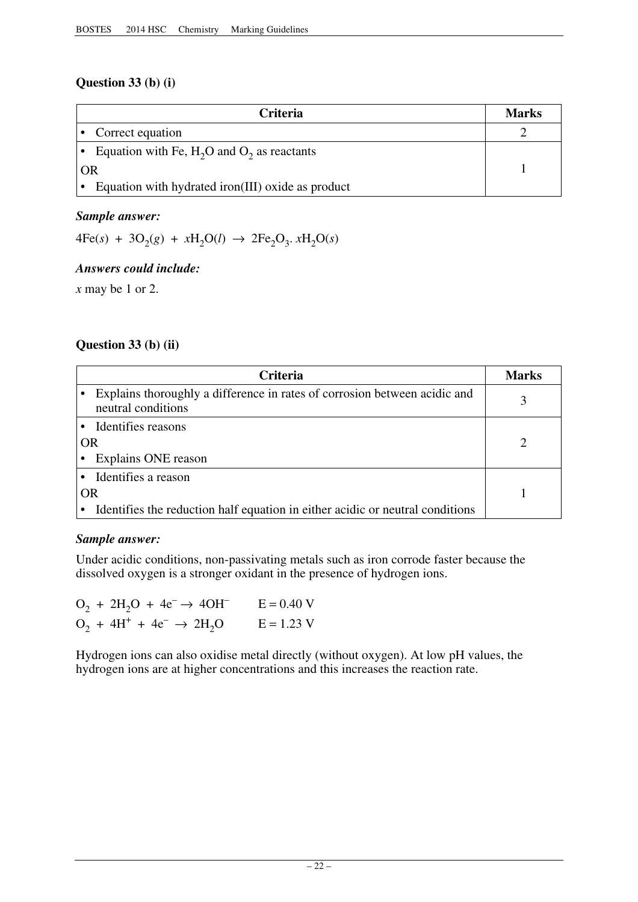### Question 33 (b) (i)

| Criteria | Marks |
|---|---|
| • Correct equation | 2 |
| • Equation with Fe, $H_2O$ and $O_2$ as reactants<br>OR<br>• Equation with hydrated iron(III) oxide as product | 1 |

***Sample answer:***

$4Fe(s) + 3O_2(g) + xH_2O(l) \rightarrow 2Fe_2O_3.\, xH_2O(s)$

***Answers could include:***

*x* may be 1 or 2.

### Question 33 (b) (ii)

| Criteria | Marks |
|---|---|
| • Explains thoroughly a difference in rates of corrosion between acidic and neutral conditions | 3 |
| • Identifies reasons<br>OR<br>• Explains ONE reason | 2 |
| • Identifies a reason<br>OR<br>• Identifies the reduction half equation in either acidic or neutral conditions | 1 |

***Sample answer:***

Under acidic conditions, non-passivating metals such as iron corrode faster because the dissolved oxygen is a stronger oxidant in the presence of hydrogen ions.

$O_2 + 2H_2O + 4e^- \rightarrow 4OH^- \qquad E = 0.40\ V$

$O_2 + 4H^+ + 4e^- \rightarrow 2H_2O \qquad E = 1.23\ V$

Hydrogen ions can also oxidise metal directly (without oxygen). At low pH values, the hydrogen ions are at higher concentrations and this increases the reaction rate.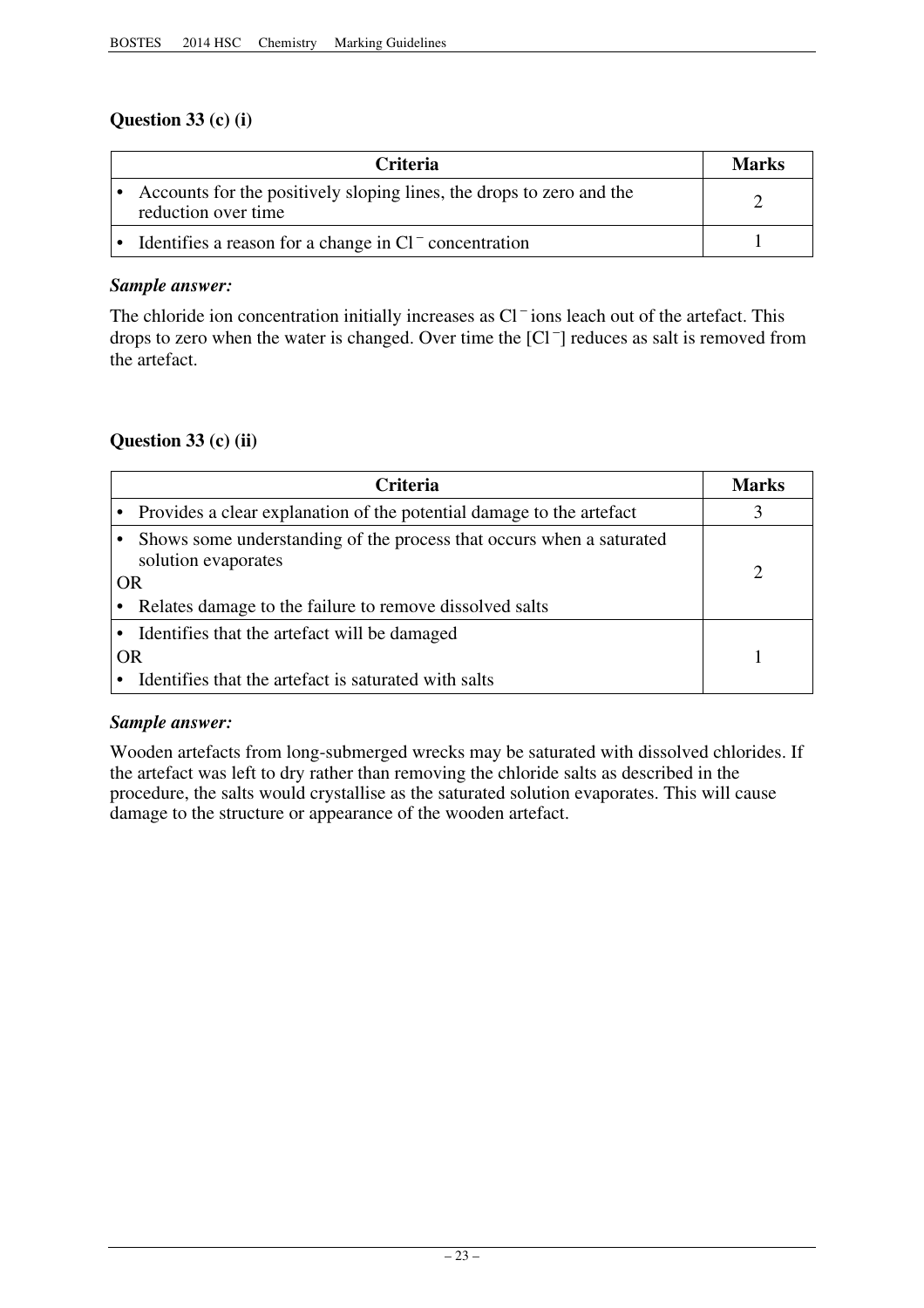### Question 33 (c) (i)

| Criteria | Marks |
|---|---|
| • Accounts for the positively sloping lines, the drops to zero and the reduction over time | 2 |
| • Identifies a reason for a change in $Cl^-$ concentration | 1 |

***Sample answer:***

The chloride ion concentration initially increases as $Cl^-$ ions leach out of the artefact. This drops to zero when the water is changed. Over time the $[Cl^-]$ reduces as salt is removed from the artefact.

### Question 33 (c) (ii)

| Criteria | Marks |
|---|---|
| • Provides a clear explanation of the potential damage to the artefact | 3 |
| • Shows some understanding of the process that occurs when a saturated solution evaporates<br>OR<br>• Relates damage to the failure to remove dissolved salts | 2 |
| • Identifies that the artefact will be damaged<br>OR<br>• Identifies that the artefact is saturated with salts | 1 |

***Sample answer:***

Wooden artefacts from long-submerged wrecks may be saturated with dissolved chlorides. If the artefact was left to dry rather than removing the chloride salts as described in the procedure, the salts would crystallise as the saturated solution evaporates. This will cause damage to the structure or appearance of the wooden artefact.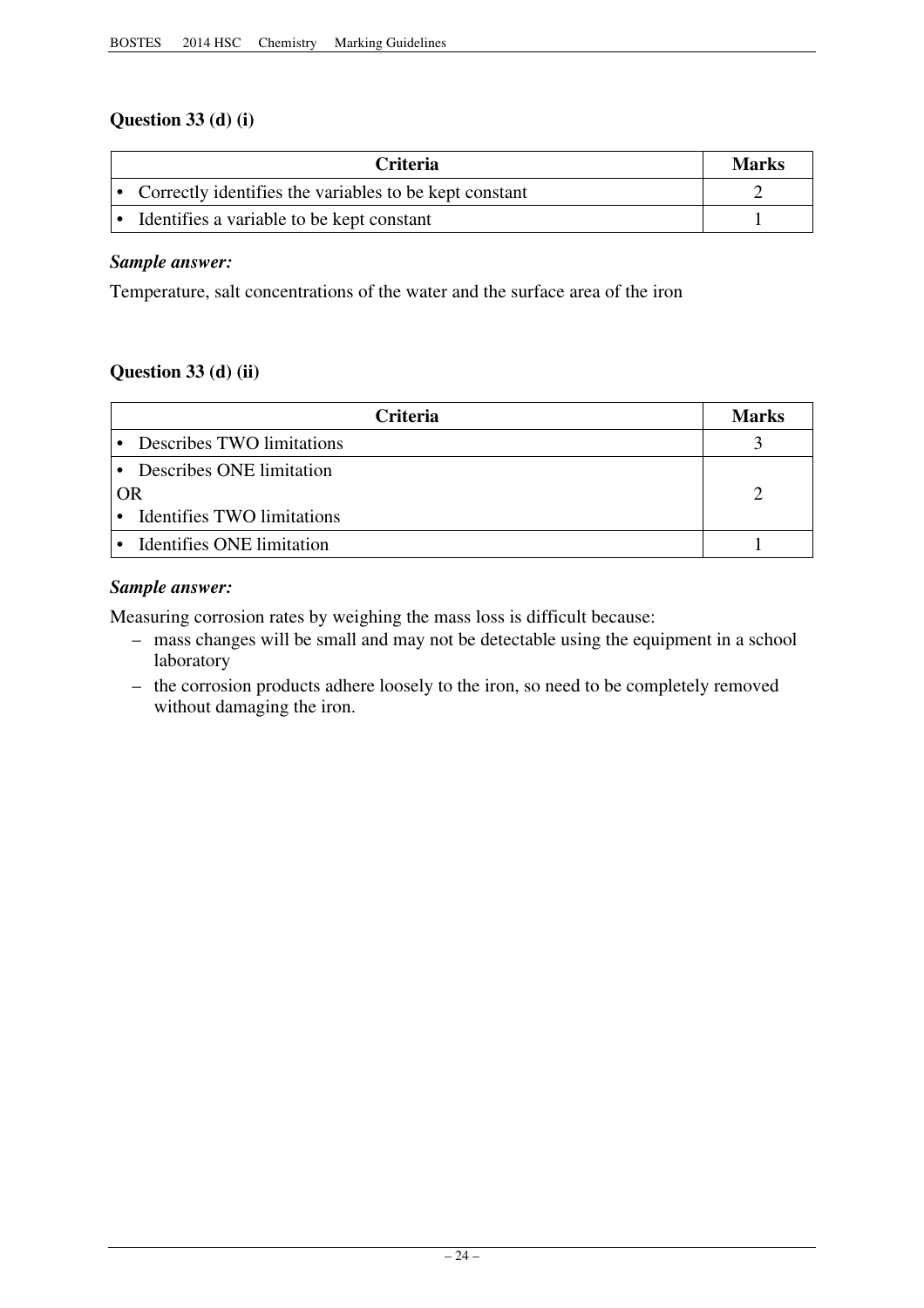### Question 33 (d) (i)

| Criteria | Marks |
|---|---|
| • Correctly identifies the variables to be kept constant | 2 |
| • Identifies a variable to be kept constant | 1 |

***Sample answer:***

Temperature, salt concentrations of the water and the surface area of the iron

### Question 33 (d) (ii)

| Criteria | Marks |
|---|---|
| • Describes TWO limitations | 3 |
| • Describes ONE limitation<br>OR<br>• Identifies TWO limitations | 2 |
| • Identifies ONE limitation | 1 |

***Sample answer:***

Measuring corrosion rates by weighing the mass loss is difficult because:

- mass changes will be small and may not be detectable using the equipment in a school laboratory
- the corrosion products adhere loosely to the iron, so need to be completely removed without damaging the iron.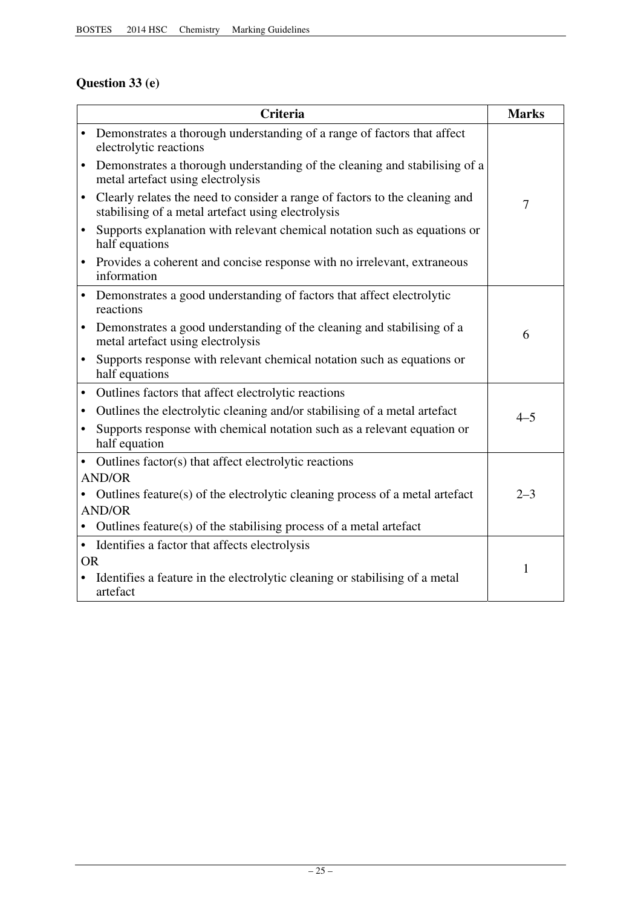## Question 33 (e)

| Criteria | Marks |
|---|---|
| • Demonstrates a thorough understanding of a range of factors that affect electrolytic reactions<br>• Demonstrates a thorough understanding of the cleaning and stabilising of a metal artefact using electrolysis<br>• Clearly relates the need to consider a range of factors to the cleaning and stabilising of a metal artefact using electrolysis<br>• Supports explanation with relevant chemical notation such as equations or half equations<br>• Provides a coherent and concise response with no irrelevant, extraneous information | 7 |
| • Demonstrates a good understanding of factors that affect electrolytic reactions<br>• Demonstrates a good understanding of the cleaning and stabilising of a metal artefact using electrolysis<br>• Supports response with relevant chemical notation such as equations or half equations | 6 |
| • Outlines factors that affect electrolytic reactions<br>• Outlines the electrolytic cleaning and/or stabilising of a metal artefact<br>• Supports response with chemical notation such as a relevant equation or half equation | 4–5 |
| • Outlines factor(s) that affect electrolytic reactions<br>AND/OR<br>• Outlines feature(s) of the electrolytic cleaning process of a metal artefact<br>AND/OR<br>• Outlines feature(s) of the stabilising process of a metal artefact | 2–3 |
| • Identifies a factor that affects electrolysis<br>OR<br>• Identifies a feature in the electrolytic cleaning or stabilising of a metal artefact | 1 |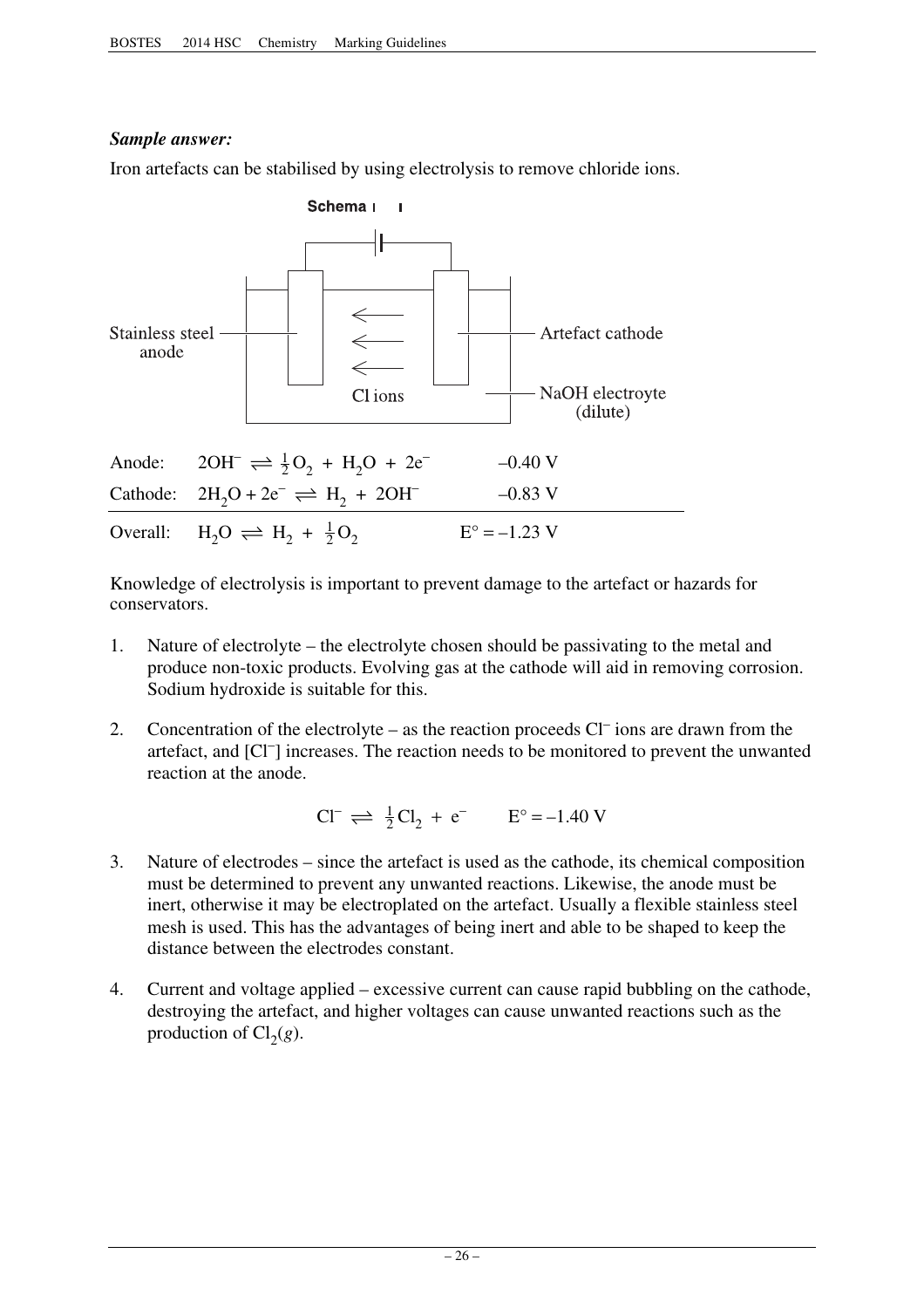***Sample answer:***

Iron artefacts can be stabilised by using electrolysis to remove chloride ions.

Schema

Stainless steel anode — Artefact cathode — Cl ions — NaOH electroyte (dilute)

| | | |
|---|---|---|
| Anode: | $2OH^- \rightleftharpoons \frac{1}{2}O_2 + H_2O + 2e^-$ | –0.40 V |
| Cathode: | $2H_2O + 2e^- \rightleftharpoons H_2 + 2OH^-$ | –0.83 V |
| Overall: | $H_2O \rightleftharpoons H_2 + \frac{1}{2}O_2$ | $E° = –1.23$ V |

Knowledge of electrolysis is important to prevent damage to the artefact or hazards for conservators.

1. Nature of electrolyte – the electrolyte chosen should be passivating to the metal and produce non-toxic products. Evolving gas at the cathode will aid in removing corrosion. Sodium hydroxide is suitable for this.

2. Concentration of the electrolyte – as the reaction proceeds $Cl^-$ ions are drawn from the artefact, and $[Cl^-]$ increases. The reaction needs to be monitored to prevent the unwanted reaction at the anode.

$$Cl^- \rightleftharpoons \frac{1}{2}Cl_2 + e^- \qquad E° = –1.40 \text{ V}$$

3. Nature of electrodes – since the artefact is used as the cathode, its chemical composition must be determined to prevent any unwanted reactions. Likewise, the anode must be inert, otherwise it may be electroplated on the artefact. Usually a flexible stainless steel mesh is used. This has the advantages of being inert and able to be shaped to keep the distance between the electrodes constant.

4. Current and voltage applied – excessive current can cause rapid bubbling on the cathode, destroying the artefact, and higher voltages can cause unwanted reactions such as the production of $Cl_2(g)$.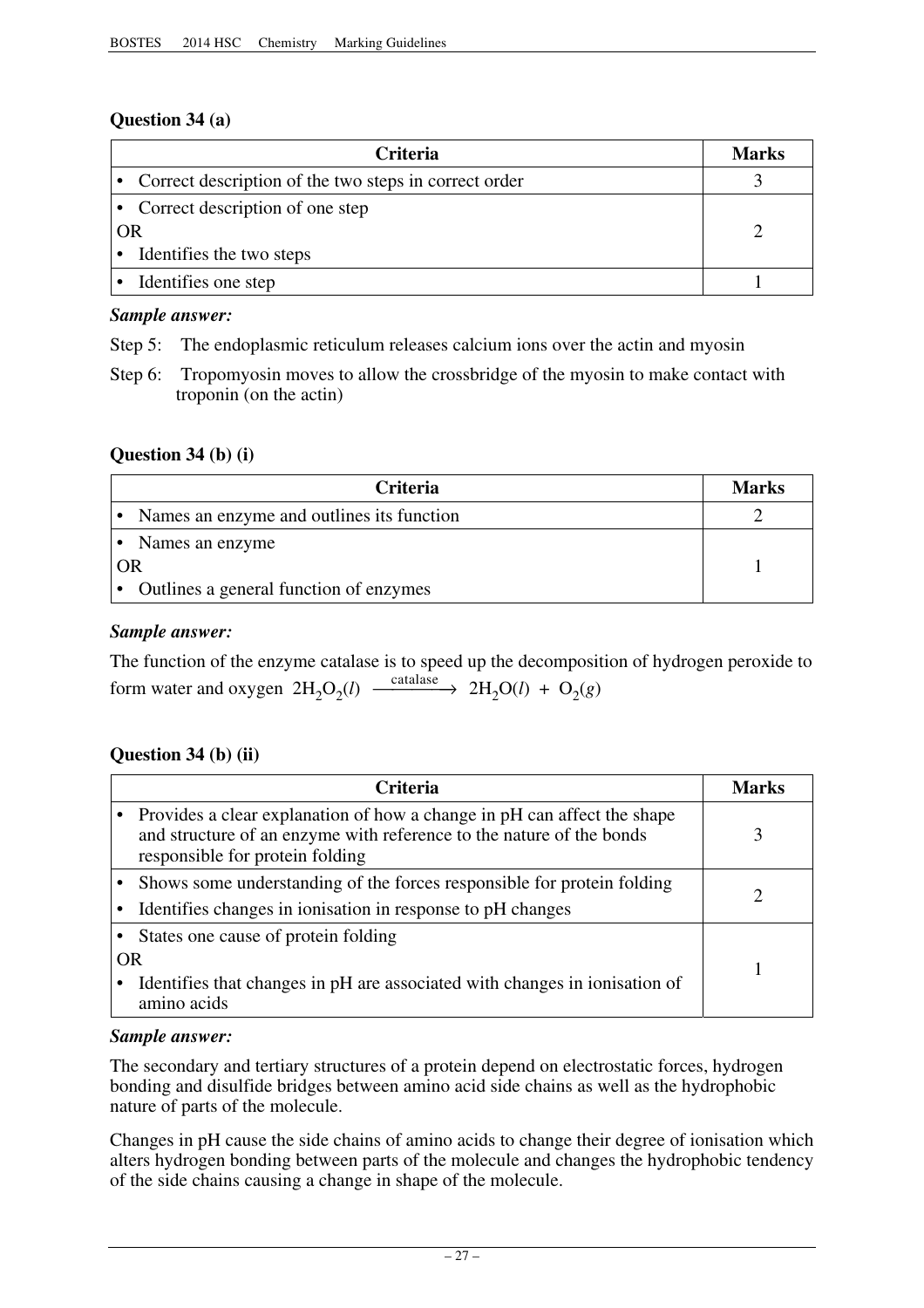### Question 34 (a)

| Criteria | Marks |
|---|---|
| • Correct description of the two steps in correct order | 3 |
| • Correct description of one step<br>OR<br>• Identifies the two steps | 2 |
| • Identifies one step | 1 |

***Sample answer:***

Step 5: The endoplasmic reticulum releases calcium ions over the actin and myosin

Step 6: Tropomyosin moves to allow the crossbridge of the myosin to make contact with troponin (on the actin)

### Question 34 (b) (i)

| Criteria | Marks |
|---|---|
| • Names an enzyme and outlines its function | 2 |
| • Names an enzyme<br>OR<br>• Outlines a general function of enzymes | 1 |

***Sample answer:***

The function of the enzyme catalase is to speed up the decomposition of hydrogen peroxide to form water and oxygen $2H_2O_2(l) \xrightarrow{\text{catalase}} 2H_2O(l) + O_2(g)$

### Question 34 (b) (ii)

| Criteria | Marks |
|---|---|
| • Provides a clear explanation of how a change in pH can affect the shape and structure of an enzyme with reference to the nature of the bonds responsible for protein folding | 3 |
| • Shows some understanding of the forces responsible for protein folding<br>• Identifies changes in ionisation in response to pH changes | 2 |
| • States one cause of protein folding<br>OR<br>• Identifies that changes in pH are associated with changes in ionisation of amino acids | 1 |

***Sample answer:***

The secondary and tertiary structures of a protein depend on electrostatic forces, hydrogen bonding and disulfide bridges between amino acid side chains as well as the hydrophobic nature of parts of the molecule.

Changes in pH cause the side chains of amino acids to change their degree of ionisation which alters hydrogen bonding between parts of the molecule and changes the hydrophobic tendency of the side chains causing a change in shape of the molecule.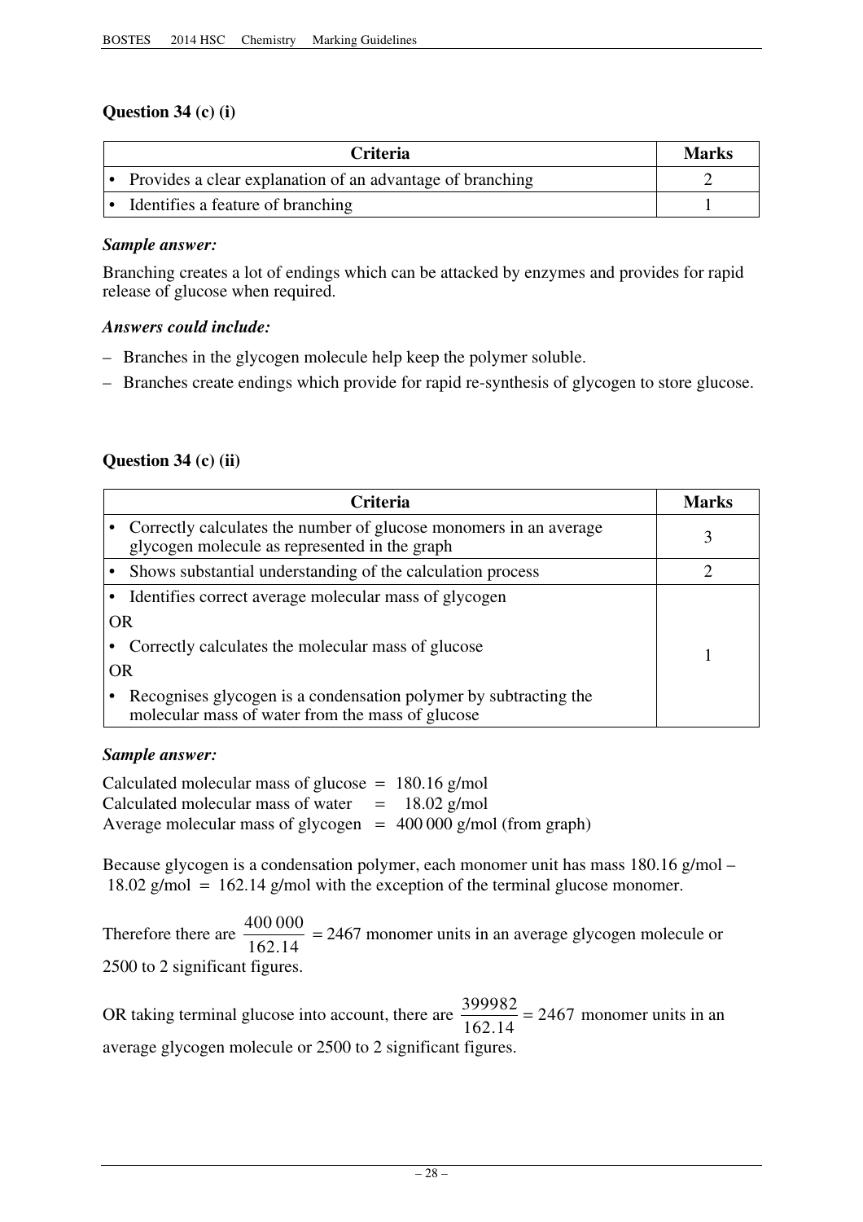### Question 34 (c) (i)

| Criteria | Marks |
|---|---|
| • Provides a clear explanation of an advantage of branching | 2 |
| • Identifies a feature of branching | 1 |

***Sample answer:***

Branching creates a lot of endings which can be attacked by enzymes and provides for rapid release of glucose when required.

***Answers could include:***

- Branches in the glycogen molecule help keep the polymer soluble.
- Branches create endings which provide for rapid re-synthesis of glycogen to store glucose.

### Question 34 (c) (ii)

| Criteria | Marks |
|---|---|
| • Correctly calculates the number of glucose monomers in an average glycogen molecule as represented in the graph | 3 |
| • Shows substantial understanding of the calculation process | 2 |
| • Identifies correct average molecular mass of glycogen<br>OR<br>• Correctly calculates the molecular mass of glucose<br>OR<br>• Recognises glycogen is a condensation polymer by subtracting the molecular mass of water from the mass of glucose | 1 |

***Sample answer:***

Calculated molecular mass of glucose = 180.16 g/mol
Calculated molecular mass of water = 18.02 g/mol
Average molecular mass of glycogen = 400 000 g/mol (from graph)

Because glycogen is a condensation polymer, each monomer unit has mass 180.16 g/mol – 18.02 g/mol = 162.14 g/mol with the exception of the terminal glucose monomer.

Therefore there are $\frac{400\,000}{162.14} = 2467$ monomer units in an average glycogen molecule or 2500 to 2 significant figures.

OR taking terminal glucose into account, there are $\frac{399982}{162.14} = 2467$ monomer units in an average glycogen molecule or 2500 to 2 significant figures.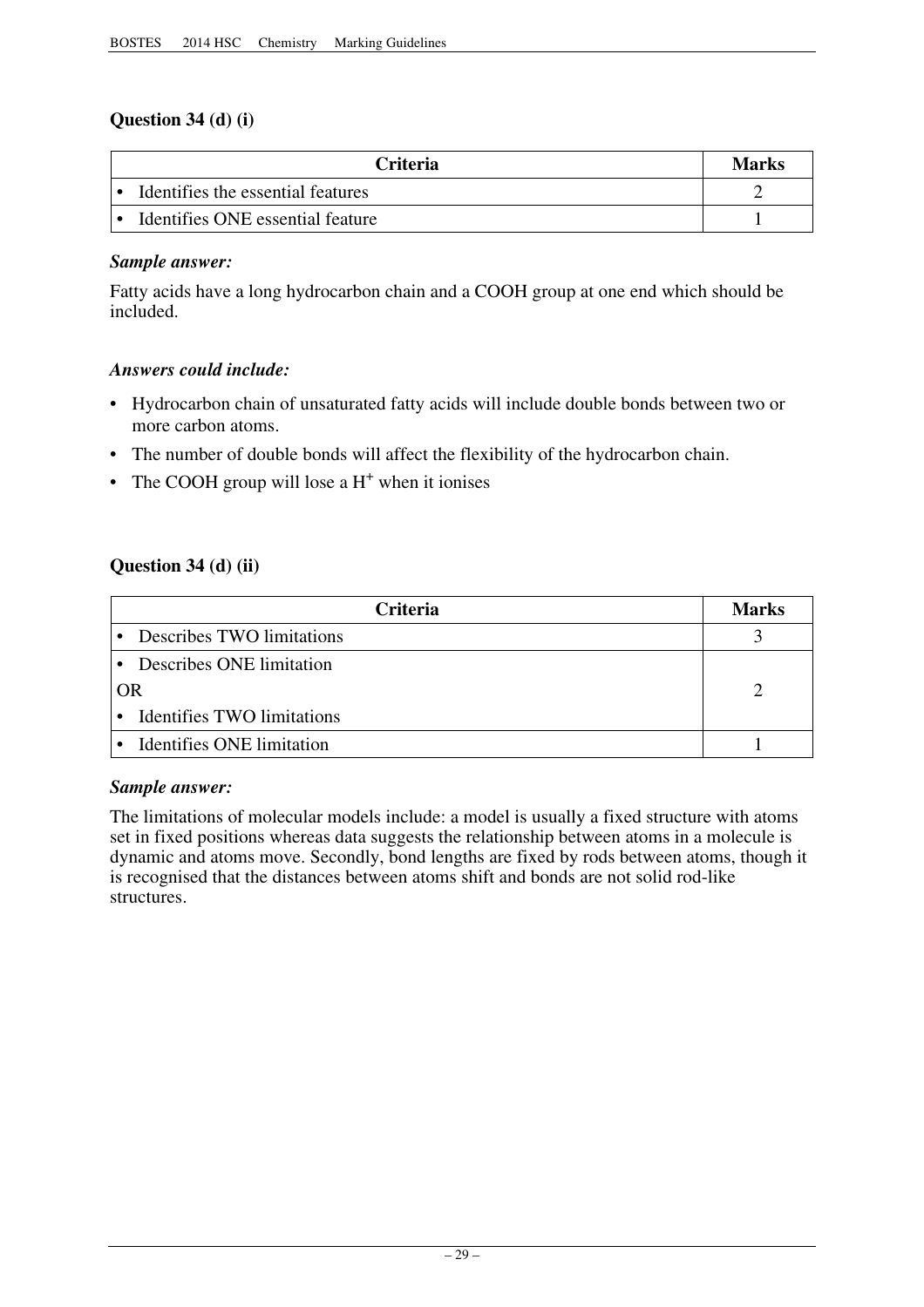### Question 34 (d) (i)

| Criteria | Marks |
|---|---|
| • Identifies the essential features | 2 |
| • Identifies ONE essential feature | 1 |

***Sample answer:***

Fatty acids have a long hydrocarbon chain and a COOH group at one end which should be included.

***Answers could include:***

- Hydrocarbon chain of unsaturated fatty acids will include double bonds between two or more carbon atoms.
- The number of double bonds will affect the flexibility of the hydrocarbon chain.
- The COOH group will lose a $H^+$ when it ionises

### Question 34 (d) (ii)

| Criteria | Marks |
|---|---|
| • Describes TWO limitations | 3 |
| • Describes ONE limitation<br>OR<br>• Identifies TWO limitations | 2 |
| • Identifies ONE limitation | 1 |

***Sample answer:***

The limitations of molecular models include: a model is usually a fixed structure with atoms set in fixed positions whereas data suggests the relationship between atoms in a molecule is dynamic and atoms move. Secondly, bond lengths are fixed by rods between atoms, though it is recognised that the distances between atoms shift and bonds are not solid rod-like structures.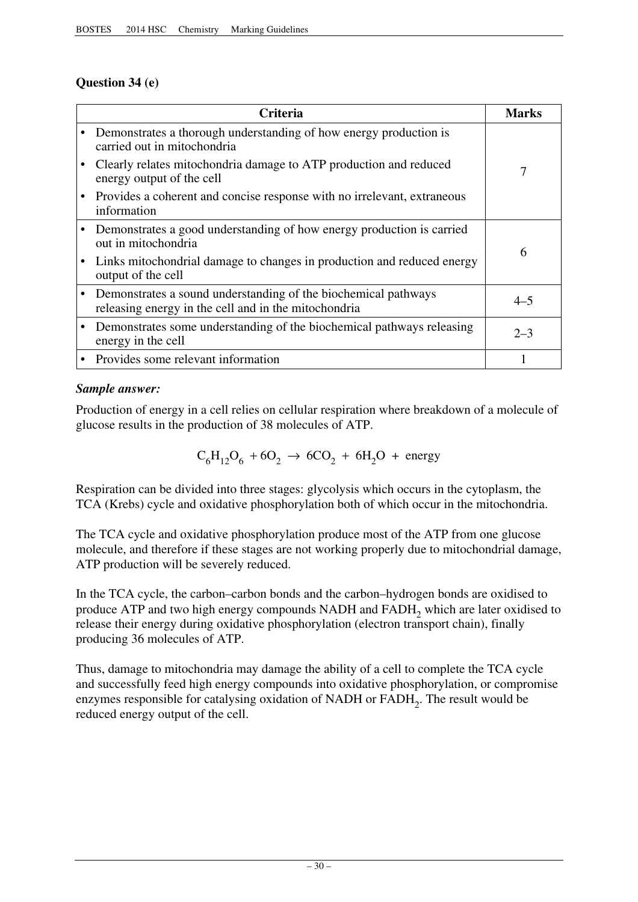### Question 34 (e)

| Criteria | Marks |
|---|---|
| • Demonstrates a thorough understanding of how energy production is carried out in mitochondria<br>• Clearly relates mitochondria damage to ATP production and reduced energy output of the cell<br>• Provides a coherent and concise response with no irrelevant, extraneous information | 7 |
| • Demonstrates a good understanding of how energy production is carried out in mitochondria<br>• Links mitochondrial damage to changes in production and reduced energy output of the cell | 6 |
| • Demonstrates a sound understanding of the biochemical pathways releasing energy in the cell and in the mitochondria | 4–5 |
| • Demonstrates some understanding of the biochemical pathways releasing energy in the cell | 2–3 |
| • Provides some relevant information | 1 |

***Sample answer:***

Production of energy in a cell relies on cellular respiration where breakdown of a molecule of glucose results in the production of 38 molecules of ATP.

$$C_6H_{12}O_6 + 6O_2 \rightarrow 6CO_2 + 6H_2O + \text{energy}$$

Respiration can be divided into three stages: glycolysis which occurs in the cytoplasm, the TCA (Krebs) cycle and oxidative phosphorylation both of which occur in the mitochondria.

The TCA cycle and oxidative phosphorylation produce most of the ATP from one glucose molecule, and therefore if these stages are not working properly due to mitochondrial damage, ATP production will be severely reduced.

In the TCA cycle, the carbon–carbon bonds and the carbon–hydrogen bonds are oxidised to produce ATP and two high energy compounds NADH and $FADH_2$ which are later oxidised to release their energy during oxidative phosphorylation (electron transport chain), finally producing 36 molecules of ATP.

Thus, damage to mitochondria may damage the ability of a cell to complete the TCA cycle and successfully feed high energy compounds into oxidative phosphorylation, or compromise enzymes responsible for catalysing oxidation of NADH or $FADH_2$. The result would be reduced energy output of the cell.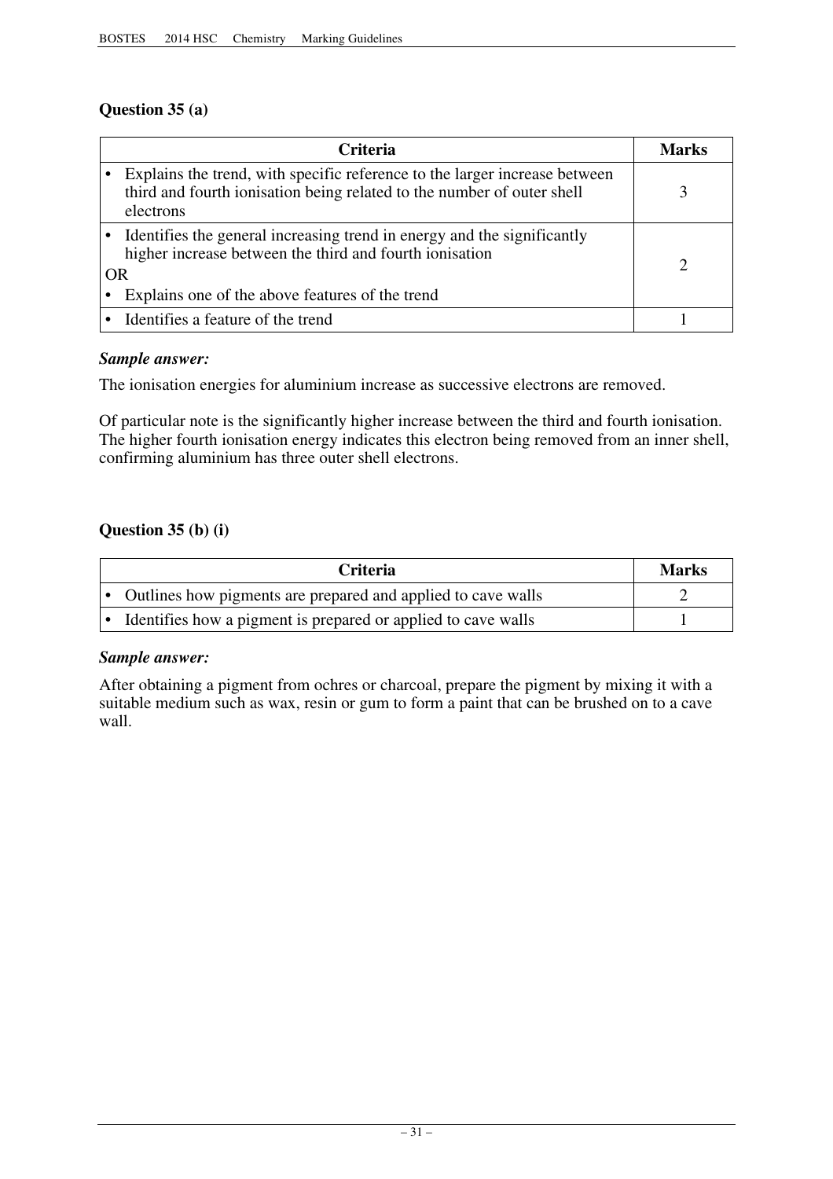### Question 35 (a)

| Criteria | Marks |
|---|---|
| • Explains the trend, with specific reference to the larger increase between third and fourth ionisation being related to the number of outer shell electrons | 3 |
| • Identifies the general increasing trend in energy and the significantly higher increase between the third and fourth ionisation<br>OR<br>• Explains one of the above features of the trend | 2 |
| • Identifies a feature of the trend | 1 |

***Sample answer:***

The ionisation energies for aluminium increase as successive electrons are removed.

Of particular note is the significantly higher increase between the third and fourth ionisation. The higher fourth ionisation energy indicates this electron being removed from an inner shell, confirming aluminium has three outer shell electrons.

### Question 35 (b) (i)

| Criteria | Marks |
|---|---|
| • Outlines how pigments are prepared and applied to cave walls | 2 |
| • Identifies how a pigment is prepared or applied to cave walls | 1 |

***Sample answer:***

After obtaining a pigment from ochres or charcoal, prepare the pigment by mixing it with a suitable medium such as wax, resin or gum to form a paint that can be brushed on to a cave wall.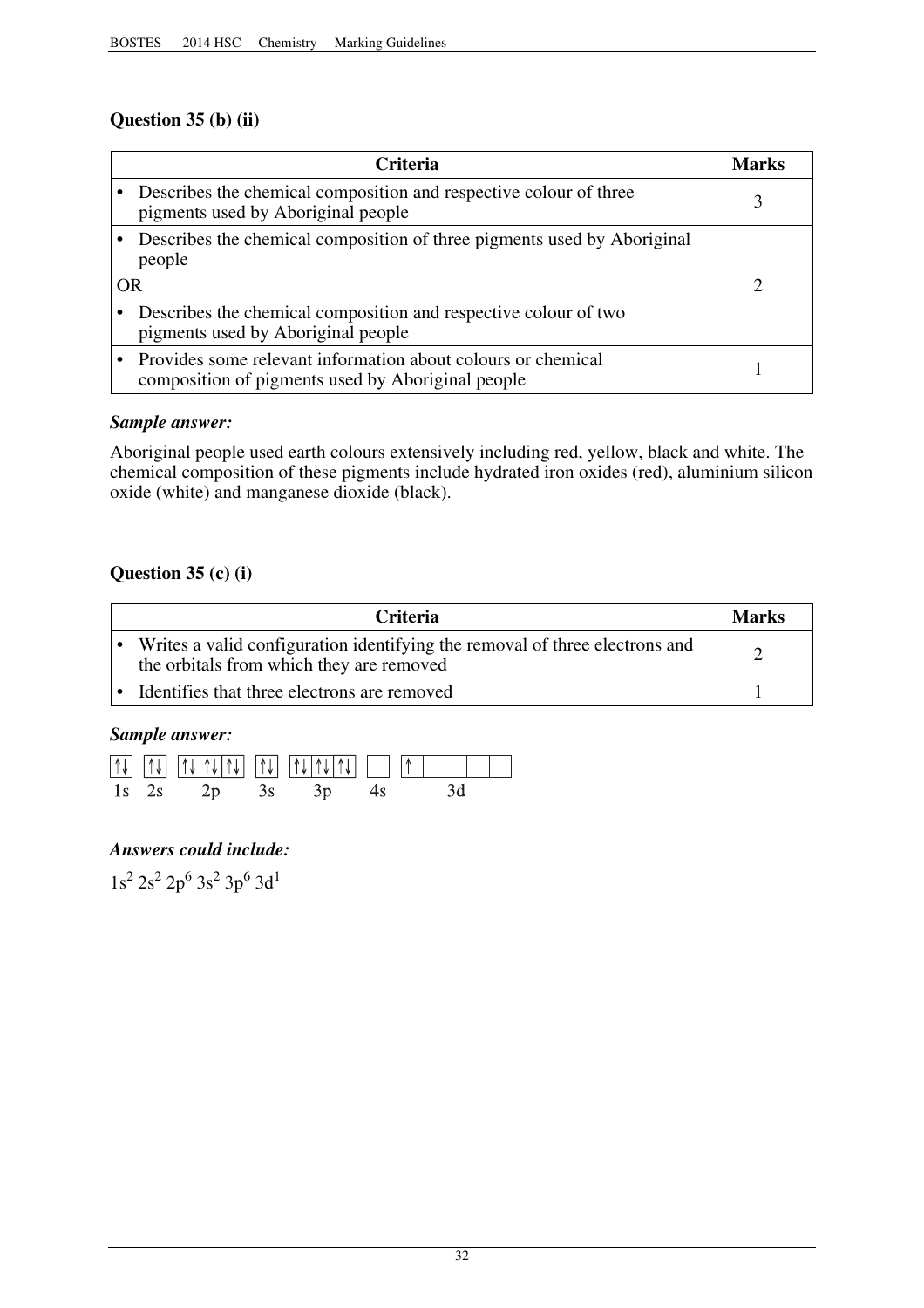## Question 35 (b) (ii)

| Criteria | Marks |
|---|---|
| • Describes the chemical composition and respective colour of three pigments used by Aboriginal people | 3 |
| • Describes the chemical composition of three pigments used by Aboriginal people<br>OR<br>• Describes the chemical composition and respective colour of two pigments used by Aboriginal people | 2 |
| • Provides some relevant information about colours or chemical composition of pigments used by Aboriginal people | 1 |

***Sample answer:***

Aboriginal people used earth colours extensively including red, yellow, black and white. The chemical composition of these pigments include hydrated iron oxides (red), aluminium silicon oxide (white) and manganese dioxide (black).

## Question 35 (c) (i)

| Criteria | Marks |
|---|---|
| • Writes a valid configuration identifying the removal of three electrons and the orbitals from which they are removed | 2 |
| • Identifies that three electrons are removed | 1 |

***Sample answer:***

| 1s | 2s | 2p | 3s | 3p | 4s | 3d |
|---|---|---|---|---|---|---|
| ↑↓ | ↑↓ | ↑↓ ↑↓ ↑↓ | ↑↓ | ↑↓ ↑↓ ↑↓ | | ↑ \_ \_ \_ \_ |

***Answers could include:***

$1s^2\ 2s^2\ 2p^6\ 3s^2\ 3p^6\ 3d^1$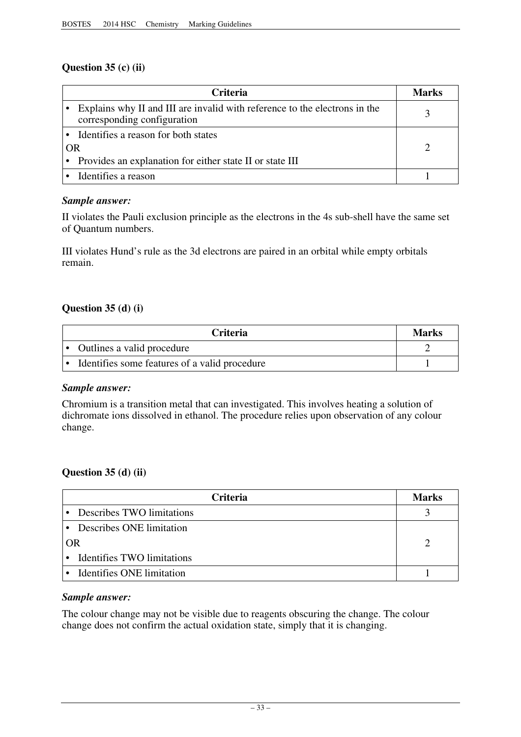### Question 35 (c) (ii)

| Criteria | Marks |
|---|---|
| • Explains why II and III are invalid with reference to the electrons in the corresponding configuration | 3 |
| • Identifies a reason for both states<br>OR<br>• Provides an explanation for either state II or state III | 2 |
| • Identifies a reason | 1 |

***Sample answer:***

II violates the Pauli exclusion principle as the electrons in the 4s sub-shell have the same set of Quantum numbers.

III violates Hund's rule as the 3d electrons are paired in an orbital while empty orbitals remain.

### Question 35 (d) (i)

| Criteria | Marks |
|---|---|
| • Outlines a valid procedure | 2 |
| • Identifies some features of a valid procedure | 1 |

***Sample answer:***

Chromium is a transition metal that can investigated. This involves heating a solution of dichromate ions dissolved in ethanol. The procedure relies upon observation of any colour change.

### Question 35 (d) (ii)

| Criteria | Marks |
|---|---|
| • Describes TWO limitations | 3 |
| • Describes ONE limitation<br>OR<br>• Identifies TWO limitations | 2 |
| • Identifies ONE limitation | 1 |

***Sample answer:***

The colour change may not be visible due to reagents obscuring the change. The colour change does not confirm the actual oxidation state, simply that it is changing.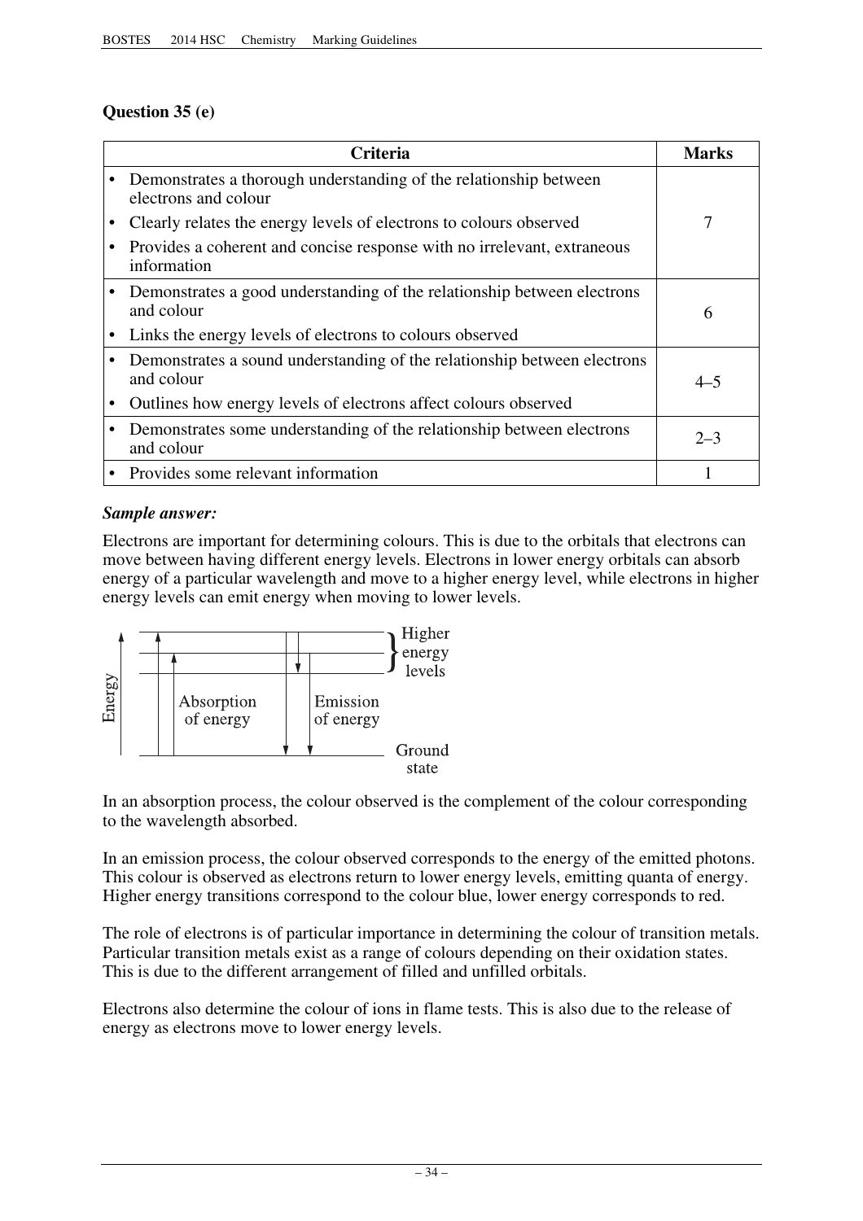## Question 35 (e)

| Criteria | Marks |
|---|---|
| • Demonstrates a thorough understanding of the relationship between electrons and colour<br>• Clearly relates the energy levels of electrons to colours observed<br>• Provides a coherent and concise response with no irrelevant, extraneous information | 7 |
| • Demonstrates a good understanding of the relationship between electrons and colour<br>• Links the energy levels of electrons to colours observed | 6 |
| • Demonstrates a sound understanding of the relationship between electrons and colour<br>• Outlines how energy levels of electrons affect colours observed | 4–5 |
| • Demonstrates some understanding of the relationship between electrons and colour | 2–3 |
| • Provides some relevant information | 1 |

***Sample answer:***

Electrons are important for determining colours. This is due to the orbitals that electrons can move between having different energy levels. Electrons in lower energy orbitals can absorb energy of a particular wavelength and move to a higher energy level, while electrons in higher energy levels can emit energy when moving to lower levels.

Energy | Absorption of energy | Emission of energy | Higher energy levels | Ground state

In an absorption process, the colour observed is the complement of the colour corresponding to the wavelength absorbed.

In an emission process, the colour observed corresponds to the energy of the emitted photons. This colour is observed as electrons return to lower energy levels, emitting quanta of energy. Higher energy transitions correspond to the colour blue, lower energy corresponds to red.

The role of electrons is of particular importance in determining the colour of transition metals. Particular transition metals exist as a range of colours depending on their oxidation states. This is due to the different arrangement of filled and unfilled orbitals.

Electrons also determine the colour of ions in flame tests. This is also due to the release of energy as electrons move to lower energy levels.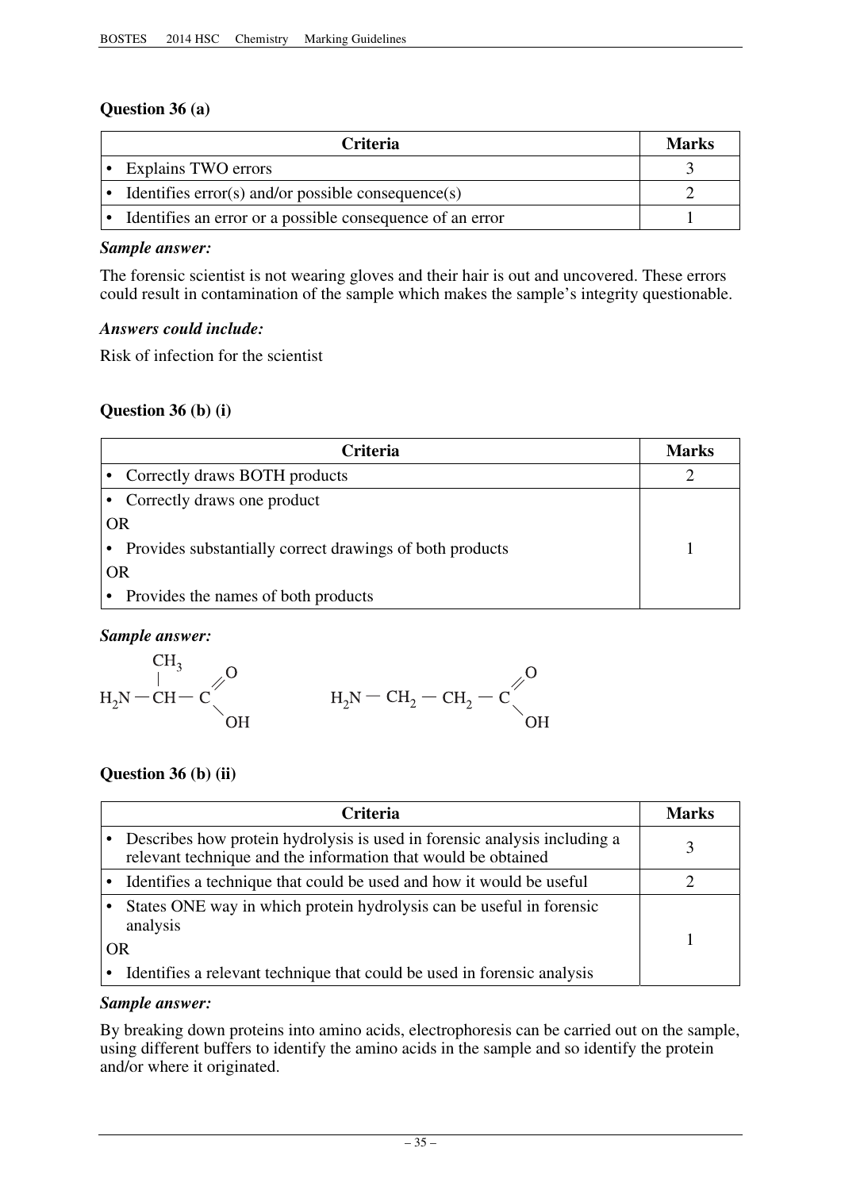### Question 36 (a)

| Criteria | Marks |
|---|---|
| • Explains TWO errors | 3 |
| • Identifies error(s) and/or possible consequence(s) | 2 |
| • Identifies an error or a possible consequence of an error | 1 |

***Sample answer:***

The forensic scientist is not wearing gloves and their hair is out and uncovered. These errors could result in contamination of the sample which makes the sample's integrity questionable.

***Answers could include:***

Risk of infection for the scientist

### Question 36 (b) (i)

| Criteria | Marks |
|---|---|
| • Correctly draws BOTH products | 2 |
| • Correctly draws one product<br>OR<br>• Provides substantially correct drawings of both products<br>OR<br>• Provides the names of both products | 1 |

***Sample answer:***

$H_2N-CH(CH_3)-COOH$ &nbsp;&nbsp;&nbsp;&nbsp;&nbsp;&nbsp; $H_2N-CH_2-CH_2-COOH$

### Question 36 (b) (ii)

| Criteria | Marks |
|---|---|
| • Describes how protein hydrolysis is used in forensic analysis including a relevant technique and the information that would be obtained | 3 |
| • Identifies a technique that could be used and how it would be useful | 2 |
| • States ONE way in which protein hydrolysis can be useful in forensic analysis<br>OR<br>• Identifies a relevant technique that could be used in forensic analysis | 1 |

***Sample answer:***

By breaking down proteins into amino acids, electrophoresis can be carried out on the sample, using different buffers to identify the amino acids in the sample and so identify the protein and/or where it originated.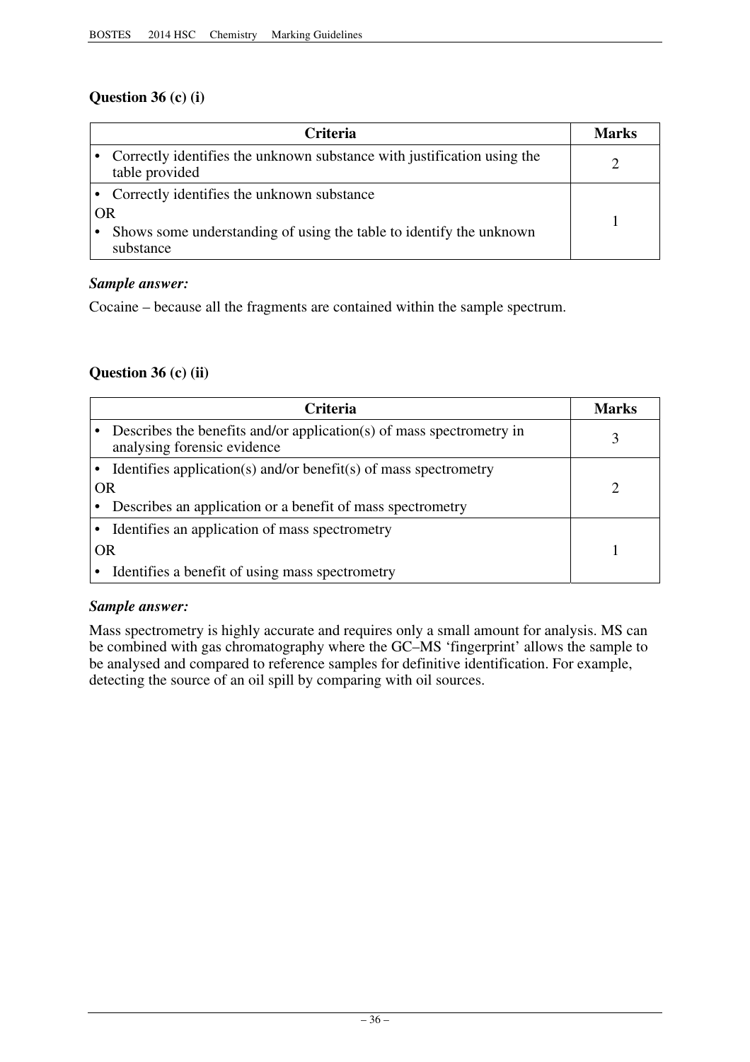### Question 36 (c) (i)

| Criteria | Marks |
|---|---|
| • Correctly identifies the unknown substance with justification using the table provided | 2 |
| • Correctly identifies the unknown substance<br>OR<br>• Shows some understanding of using the table to identify the unknown substance | 1 |

***Sample answer:***

Cocaine – because all the fragments are contained within the sample spectrum.

### Question 36 (c) (ii)

| Criteria | Marks |
|---|---|
| • Describes the benefits and/or application(s) of mass spectrometry in analysing forensic evidence | 3 |
| • Identifies application(s) and/or benefit(s) of mass spectrometry<br>OR<br>• Describes an application or a benefit of mass spectrometry | 2 |
| • Identifies an application of mass spectrometry<br>OR<br>• Identifies a benefit of using mass spectrometry | 1 |

***Sample answer:***

Mass spectrometry is highly accurate and requires only a small amount for analysis. MS can be combined with gas chromatography where the GC–MS 'fingerprint' allows the sample to be analysed and compared to reference samples for definitive identification. For example, detecting the source of an oil spill by comparing with oil sources.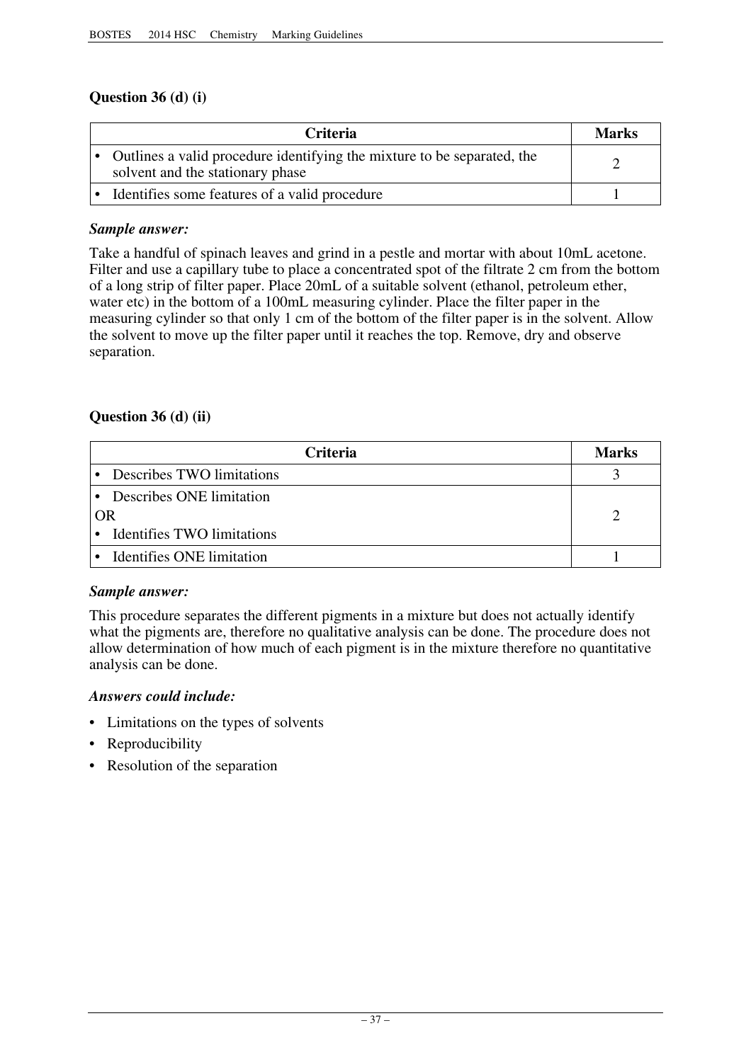### Question 36 (d) (i)

| Criteria | Marks |
|---|---|
| • Outlines a valid procedure identifying the mixture to be separated, the solvent and the stationary phase | 2 |
| • Identifies some features of a valid procedure | 1 |

***Sample answer:***

Take a handful of spinach leaves and grind in a pestle and mortar with about 10mL acetone. Filter and use a capillary tube to place a concentrated spot of the filtrate 2 cm from the bottom of a long strip of filter paper. Place 20mL of a suitable solvent (ethanol, petroleum ether, water etc) in the bottom of a 100mL measuring cylinder. Place the filter paper in the measuring cylinder so that only 1 cm of the bottom of the filter paper is in the solvent. Allow the solvent to move up the filter paper until it reaches the top. Remove, dry and observe separation.

### Question 36 (d) (ii)

| Criteria | Marks |
|---|---|
| • Describes TWO limitations | 3 |
| • Describes ONE limitation<br>OR<br>• Identifies TWO limitations | 2 |
| • Identifies ONE limitation | 1 |

***Sample answer:***

This procedure separates the different pigments in a mixture but does not actually identify what the pigments are, therefore no qualitative analysis can be done. The procedure does not allow determination of how much of each pigment is in the mixture therefore no quantitative analysis can be done.

***Answers could include:***

- Limitations on the types of solvents
- Reproducibility
- Resolution of the separation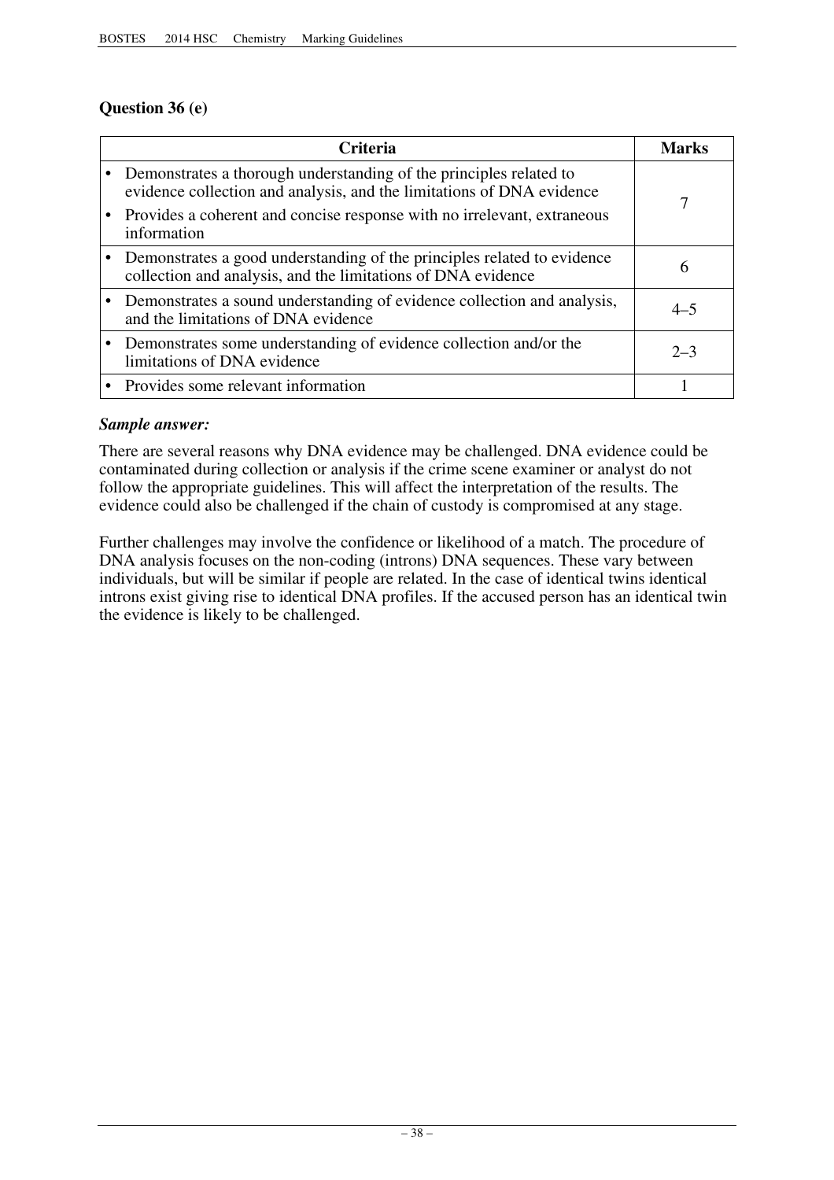### Question 36 (e)

| Criteria | Marks |
|---|---|
| • Demonstrates a thorough understanding of the principles related to evidence collection and analysis, and the limitations of DNA evidence<br>• Provides a coherent and concise response with no irrelevant, extraneous information | 7 |
| • Demonstrates a good understanding of the principles related to evidence collection and analysis, and the limitations of DNA evidence | 6 |
| • Demonstrates a sound understanding of evidence collection and analysis, and the limitations of DNA evidence | 4–5 |
| • Demonstrates some understanding of evidence collection and/or the limitations of DNA evidence | 2–3 |
| • Provides some relevant information | 1 |

***Sample answer:***

There are several reasons why DNA evidence may be challenged. DNA evidence could be contaminated during collection or analysis if the crime scene examiner or analyst do not follow the appropriate guidelines. This will affect the interpretation of the results. The evidence could also be challenged if the chain of custody is compromised at any stage.

Further challenges may involve the confidence or likelihood of a match. The procedure of DNA analysis focuses on the non-coding (introns) DNA sequences. These vary between individuals, but will be similar if people are related. In the case of identical twins identical introns exist giving rise to identical DNA profiles. If the accused person has an identical twin the evidence is likely to be challenged.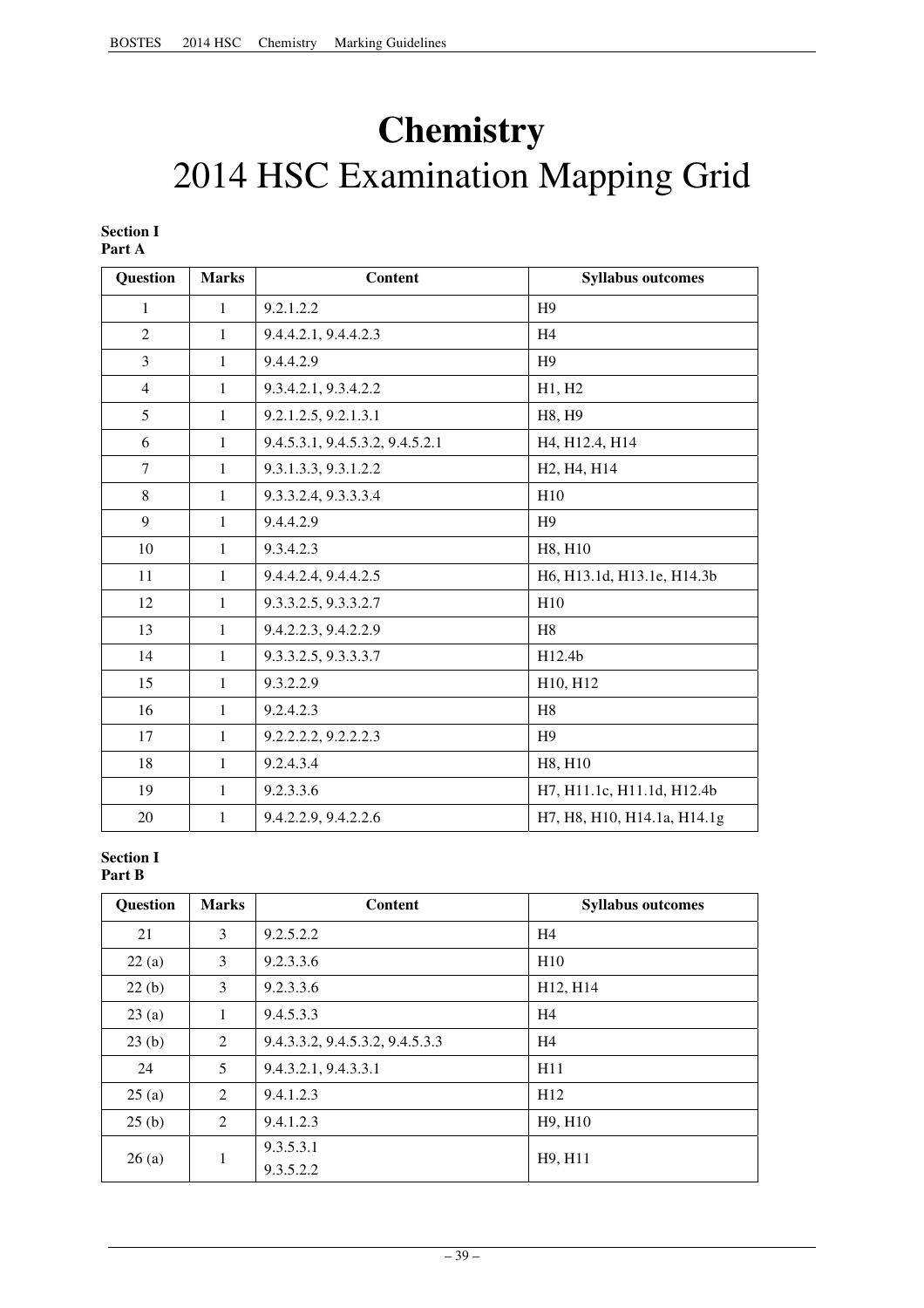# Chemistry
## 2014 HSC Examination Mapping Grid

**Section I**
**Part A**

| Question | Marks | Content | Syllabus outcomes |
|---|---|---|---|
| 1 | 1 | 9.2.1.2.2 | H9 |
| 2 | 1 | 9.4.4.2.1, 9.4.4.2.3 | H4 |
| 3 | 1 | 9.4.4.2.9 | H9 |
| 4 | 1 | 9.3.4.2.1, 9.3.4.2.2 | H1, H2 |
| 5 | 1 | 9.2.1.2.5, 9.2.1.3.1 | H8, H9 |
| 6 | 1 | 9.4.5.3.1, 9.4.5.3.2, 9.4.5.2.1 | H4, H12.4, H14 |
| 7 | 1 | 9.3.1.3.3, 9.3.1.2.2 | H2, H4, H14 |
| 8 | 1 | 9.3.3.2.4, 9.3.3.3.4 | H10 |
| 9 | 1 | 9.4.4.2.9 | H9 |
| 10 | 1 | 9.3.4.2.3 | H8, H10 |
| 11 | 1 | 9.4.4.2.4, 9.4.4.2.5 | H6, H13.1d, H13.1e, H14.3b |
| 12 | 1 | 9.3.3.2.5, 9.3.3.2.7 | H10 |
| 13 | 1 | 9.4.2.2.3, 9.4.2.2.9 | H8 |
| 14 | 1 | 9.3.3.2.5, 9.3.3.3.7 | H12.4b |
| 15 | 1 | 9.3.2.2.9 | H10, H12 |
| 16 | 1 | 9.2.4.2.3 | H8 |
| 17 | 1 | 9.2.2.2.2, 9.2.2.2.3 | H9 |
| 18 | 1 | 9.2.4.3.4 | H8, H10 |
| 19 | 1 | 9.2.3.3.6 | H7, H11.1c, H11.1d, H12.4b |
| 20 | 1 | 9.4.2.2.9, 9.4.2.2.6 | H7, H8, H10, H14.1a, H14.1g |

**Section I**
**Part B**

| Question | Marks | Content | Syllabus outcomes |
|---|---|---|---|
| 21 | 3 | 9.2.5.2.2 | H4 |
| 22 (a) | 3 | 9.2.3.3.6 | H10 |
| 22 (b) | 3 | 9.2.3.3.6 | H12, H14 |
| 23 (a) | 1 | 9.4.5.3.3 | H4 |
| 23 (b) | 2 | 9.4.3.3.2, 9.4.5.3.2, 9.4.5.3.3 | H4 |
| 24 | 5 | 9.4.3.2.1, 9.4.3.3.1 | H11 |
| 25 (a) | 2 | 9.4.1.2.3 | H12 |
| 25 (b) | 2 | 9.4.1.2.3 | H9, H10 |
| 26 (a) | 1 | 9.3.5.3.1<br>9.3.5.2.2 | H9, H11 |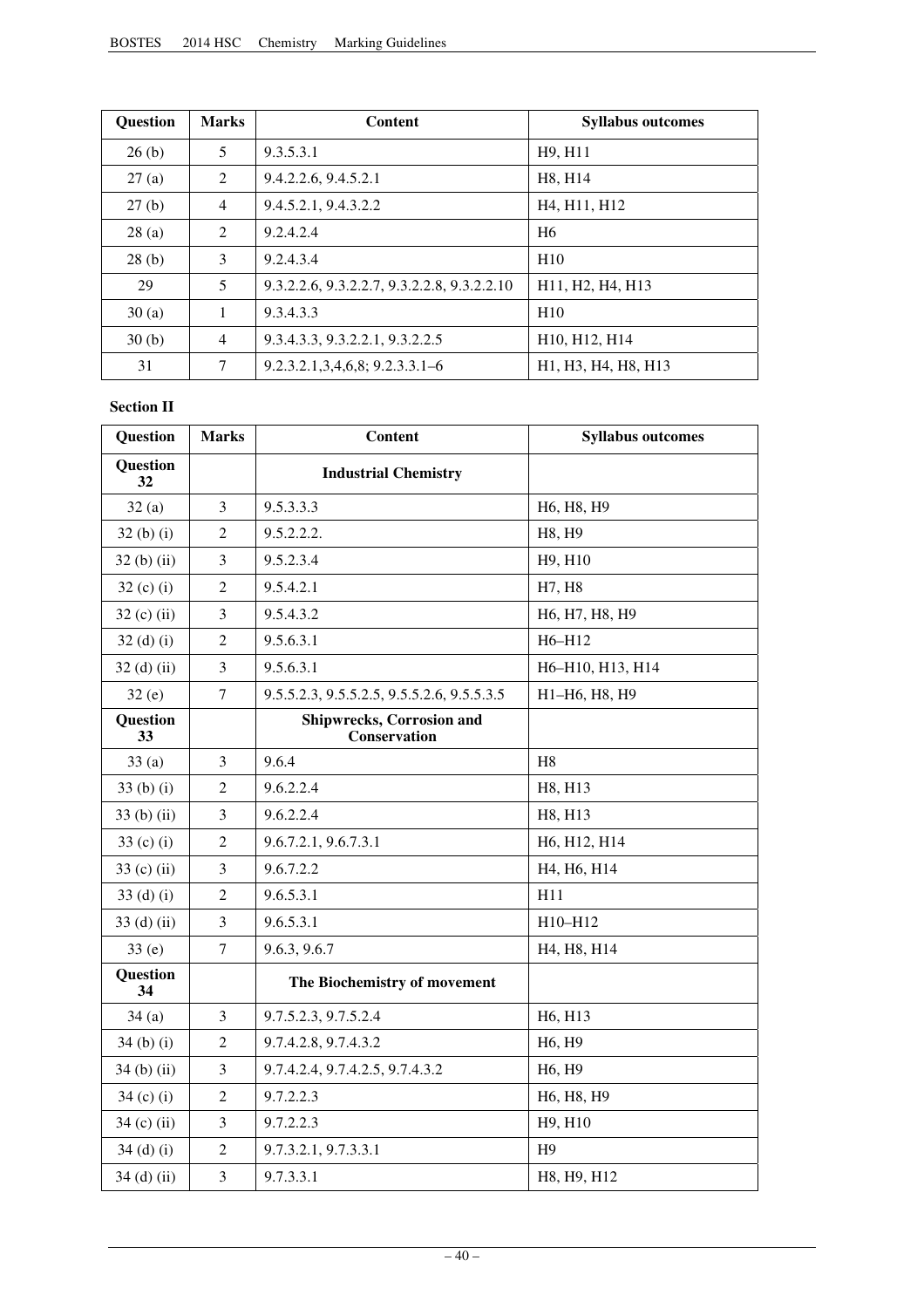| Question | Marks | Content | Syllabus outcomes |
|---|---|---|---|
| 26 (b) | 5 | 9.3.5.3.1 | H9, H11 |
| 27 (a) | 2 | 9.4.2.2.6, 9.4.5.2.1 | H8, H14 |
| 27 (b) | 4 | 9.4.5.2.1, 9.4.3.2.2 | H4, H11, H12 |
| 28 (a) | 2 | 9.2.4.2.4 | H6 |
| 28 (b) | 3 | 9.2.4.3.4 | H10 |
| 29 | 5 | 9.3.2.2.6, 9.3.2.2.7, 9.3.2.2.8, 9.3.2.2.10 | H11, H2, H4, H13 |
| 30 (a) | 1 | 9.3.4.3.3 | H10 |
| 30 (b) | 4 | 9.3.4.3.3, 9.3.2.2.1, 9.3.2.2.5 | H10, H12, H14 |
| 31 | 7 | 9.2.3.2.1,3,4,6,8; 9.2.3.3.1–6 | H1, H3, H4, H8, H13 |

**Section II**

| Question | Marks | Content | Syllabus outcomes |
|---|---|---|---|
| **Question 32** | | **Industrial Chemistry** | |
| 32 (a) | 3 | 9.5.3.3.3 | H6, H8, H9 |
| 32 (b) (i) | 2 | 9.5.2.2.2. | H8, H9 |
| 32 (b) (ii) | 3 | 9.5.2.3.4 | H9, H10 |
| 32 (c) (i) | 2 | 9.5.4.2.1 | H7, H8 |
| 32 (c) (ii) | 3 | 9.5.4.3.2 | H6, H7, H8, H9 |
| 32 (d) (i) | 2 | 9.5.6.3.1 | H6–H12 |
| 32 (d) (ii) | 3 | 9.5.6.3.1 | H6–H10, H13, H14 |
| 32 (e) | 7 | 9.5.5.2.3, 9.5.5.2.5, 9.5.5.2.6, 9.5.5.3.5 | H1–H6, H8, H9 |
| **Question 33** | | **Shipwrecks, Corrosion and Conservation** | |
| 33 (a) | 3 | 9.6.4 | H8 |
| 33 (b) (i) | 2 | 9.6.2.2.4 | H8, H13 |
| 33 (b) (ii) | 3 | 9.6.2.2.4 | H8, H13 |
| 33 (c) (i) | 2 | 9.6.7.2.1, 9.6.7.3.1 | H6, H12, H14 |
| 33 (c) (ii) | 3 | 9.6.7.2.2 | H4, H6, H14 |
| 33 (d) (i) | 2 | 9.6.5.3.1 | H11 |
| 33 (d) (ii) | 3 | 9.6.5.3.1 | H10–H12 |
| 33 (e) | 7 | 9.6.3, 9.6.7 | H4, H8, H14 |
| **Question 34** | | **The Biochemistry of movement** | |
| 34 (a) | 3 | 9.7.5.2.3, 9.7.5.2.4 | H6, H13 |
| 34 (b) (i) | 2 | 9.7.4.2.8, 9.7.4.3.2 | H6, H9 |
| 34 (b) (ii) | 3 | 9.7.4.2.4, 9.7.4.2.5, 9.7.4.3.2 | H6, H9 |
| 34 (c) (i) | 2 | 9.7.2.2.3 | H6, H8, H9 |
| 34 (c) (ii) | 3 | 9.7.2.2.3 | H9, H10 |
| 34 (d) (i) | 2 | 9.7.3.2.1, 9.7.3.3.1 | H9 |
| 34 (d) (ii) | 3 | 9.7.3.3.1 | H8, H9, H12 |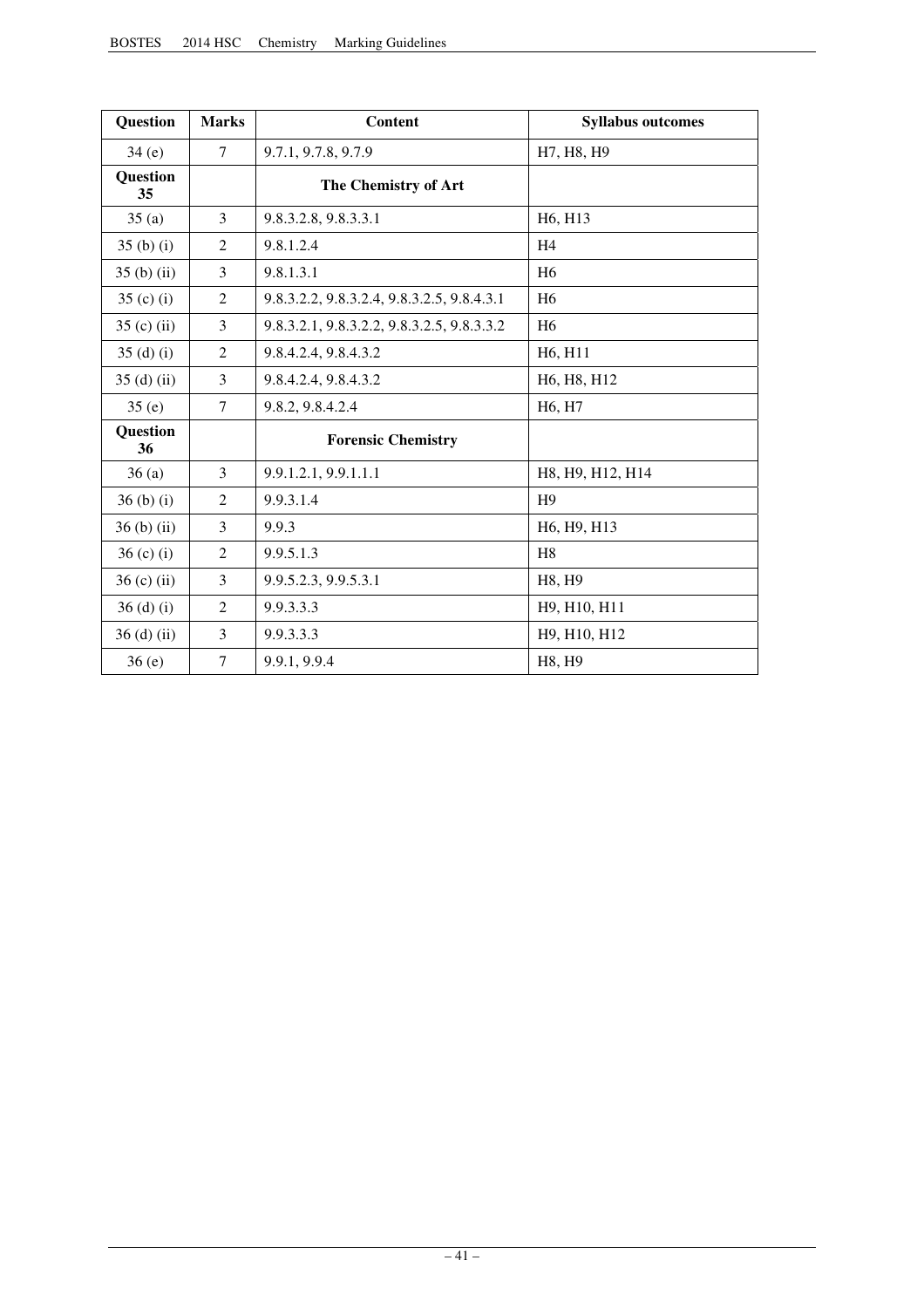| Question | Marks | Content | Syllabus outcomes |
|---|---|---|---|
| 34 (e) | 7 | 9.7.1, 9.7.8, 9.7.9 | H7, H8, H9 |
| **Question 35** | | **The Chemistry of Art** | |
| 35 (a) | 3 | 9.8.3.2.8, 9.8.3.3.1 | H6, H13 |
| 35 (b) (i) | 2 | 9.8.1.2.4 | H4 |
| 35 (b) (ii) | 3 | 9.8.1.3.1 | H6 |
| 35 (c) (i) | 2 | 9.8.3.2.2, 9.8.3.2.4, 9.8.3.2.5, 9.8.4.3.1 | H6 |
| 35 (c) (ii) | 3 | 9.8.3.2.1, 9.8.3.2.2, 9.8.3.2.5, 9.8.3.3.2 | H6 |
| 35 (d) (i) | 2 | 9.8.4.2.4, 9.8.4.3.2 | H6, H11 |
| 35 (d) (ii) | 3 | 9.8.4.2.4, 9.8.4.3.2 | H6, H8, H12 |
| 35 (e) | 7 | 9.8.2, 9.8.4.2.4 | H6, H7 |
| **Question 36** | | **Forensic Chemistry** | |
| 36 (a) | 3 | 9.9.1.2.1, 9.9.1.1.1 | H8, H9, H12, H14 |
| 36 (b) (i) | 2 | 9.9.3.1.4 | H9 |
| 36 (b) (ii) | 3 | 9.9.3 | H6, H9, H13 |
| 36 (c) (i) | 2 | 9.9.5.1.3 | H8 |
| 36 (c) (ii) | 3 | 9.9.5.2.3, 9.9.5.3.1 | H8, H9 |
| 36 (d) (i) | 2 | 9.9.3.3.3 | H9, H10, H11 |
| 36 (d) (ii) | 3 | 9.9.3.3.3 | H9, H10, H12 |
| 36 (e) | 7 | 9.9.1, 9.9.4 | H8, H9 |